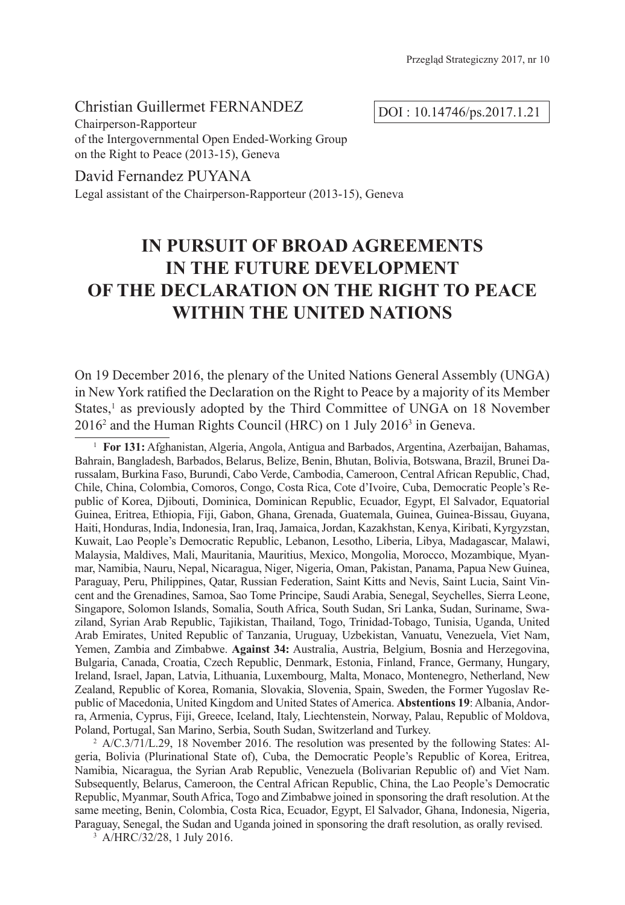Christian Guillermet FERNANDEZ
Chairperson-Rapporteur
of the Intergovernmental Open Ended-Working Group
on the Right to Peace (2013-15), Geneva

DOI : 10.14746/ps.2017.1.21

David Fernandez PUYANA
Legal assistant of the Chairperson-Rapporteur (2013-15), Geneva

# IN PURSUIT OF BROAD AGREEMENTS IN THE FUTURE DEVELOPMENT OF THE DECLARATION ON THE RIGHT TO PEACE WITHIN THE UNITED NATIONS

On 19 December 2016, the plenary of the United Nations General Assembly (UNGA) in New York ratified the Declaration on the Right to Peace by a majority of its Member States,[1] as previously adopted by the Third Committee of UNGA on 18 November 2016[2] and the Human Rights Council (HRC) on 1 July 2016[3] in Geneva.

---

[1] **For 131:** Afghanistan, Algeria, Angola, Antigua and Barbados, Argentina, Azerbaijan, Bahamas, Bahrain, Bangladesh, Barbados, Belarus, Belize, Benin, Bhutan, Bolivia, Botswana, Brazil, Brunei Darussalam, Burkina Faso, Burundi, Cabo Verde, Cambodia, Cameroon, Central African Republic, Chad, Chile, China, Colombia, Comoros, Congo, Costa Rica, Cote d'Ivoire, Cuba, Democratic People's Republic of Korea, Djibouti, Dominica, Dominican Republic, Ecuador, Egypt, El Salvador, Equatorial Guinea, Eritrea, Ethiopia, Fiji, Gabon, Ghana, Grenada, Guatemala, Guinea, Guinea-Bissau, Guyana, Haiti, Honduras, India, Indonesia, Iran, Iraq, Jamaica, Jordan, Kazakhstan, Kenya, Kiribati, Kyrgyzstan, Kuwait, Lao People's Democratic Republic, Lebanon, Lesotho, Liberia, Libya, Madagascar, Malawi, Malaysia, Maldives, Mali, Mauritania, Mauritius, Mexico, Mongolia, Morocco, Mozambique, Myanmar, Namibia, Nauru, Nepal, Nicaragua, Niger, Nigeria, Oman, Pakistan, Panama, Papua New Guinea, Paraguay, Peru, Philippines, Qatar, Russian Federation, Saint Kitts and Nevis, Saint Lucia, Saint Vincent and the Grenadines, Samoa, Sao Tome Principe, Saudi Arabia, Senegal, Seychelles, Sierra Leone, Singapore, Solomon Islands, Somalia, South Africa, South Sudan, Sri Lanka, Sudan, Suriname, Swaziland, Syrian Arab Republic, Tajikistan, Thailand, Togo, Trinidad-Tobago, Tunisia, Uganda, United Arab Emirates, United Republic of Tanzania, Uruguay, Uzbekistan, Vanuatu, Venezuela, Viet Nam, Yemen, Zambia and Zimbabwe. **Against 34:** Australia, Austria, Belgium, Bosnia and Herzegovina, Bulgaria, Canada, Croatia, Czech Republic, Denmark, Estonia, Finland, France, Germany, Hungary, Ireland, Israel, Japan, Latvia, Lithuania, Luxembourg, Malta, Monaco, Montenegro, Netherland, New Zealand, Republic of Korea, Romania, Slovakia, Slovenia, Spain, Sweden, the Former Yugoslav Republic of Macedonia, United Kingdom and United States of America. **Abstentions 19**: Albania, Andorra, Armenia, Cyprus, Fiji, Greece, Iceland, Italy, Liechtenstein, Norway, Palau, Republic of Moldova, Poland, Portugal, San Marino, Serbia, South Sudan, Switzerland and Turkey.

[2] A/C.3/71/L.29, 18 November 2016. The resolution was presented by the following States: Algeria, Bolivia (Plurinational State of), Cuba, the Democratic People's Republic of Korea, Eritrea, Namibia, Nicaragua, the Syrian Arab Republic, Venezuela (Bolivarian Republic of) and Viet Nam. Subsequently, Belarus, Cameroon, the Central African Republic, China, the Lao People's Democratic Republic, Myanmar, South Africa, Togo and Zimbabwe joined in sponsoring the draft resolution. At the same meeting, Benin, Colombia, Costa Rica, Ecuador, Egypt, El Salvador, Ghana, Indonesia, Nigeria, Paraguay, Senegal, the Sudan and Uganda joined in sponsoring the draft resolution, as orally revised.

[3] A/HRC/32/28, 1 July 2016.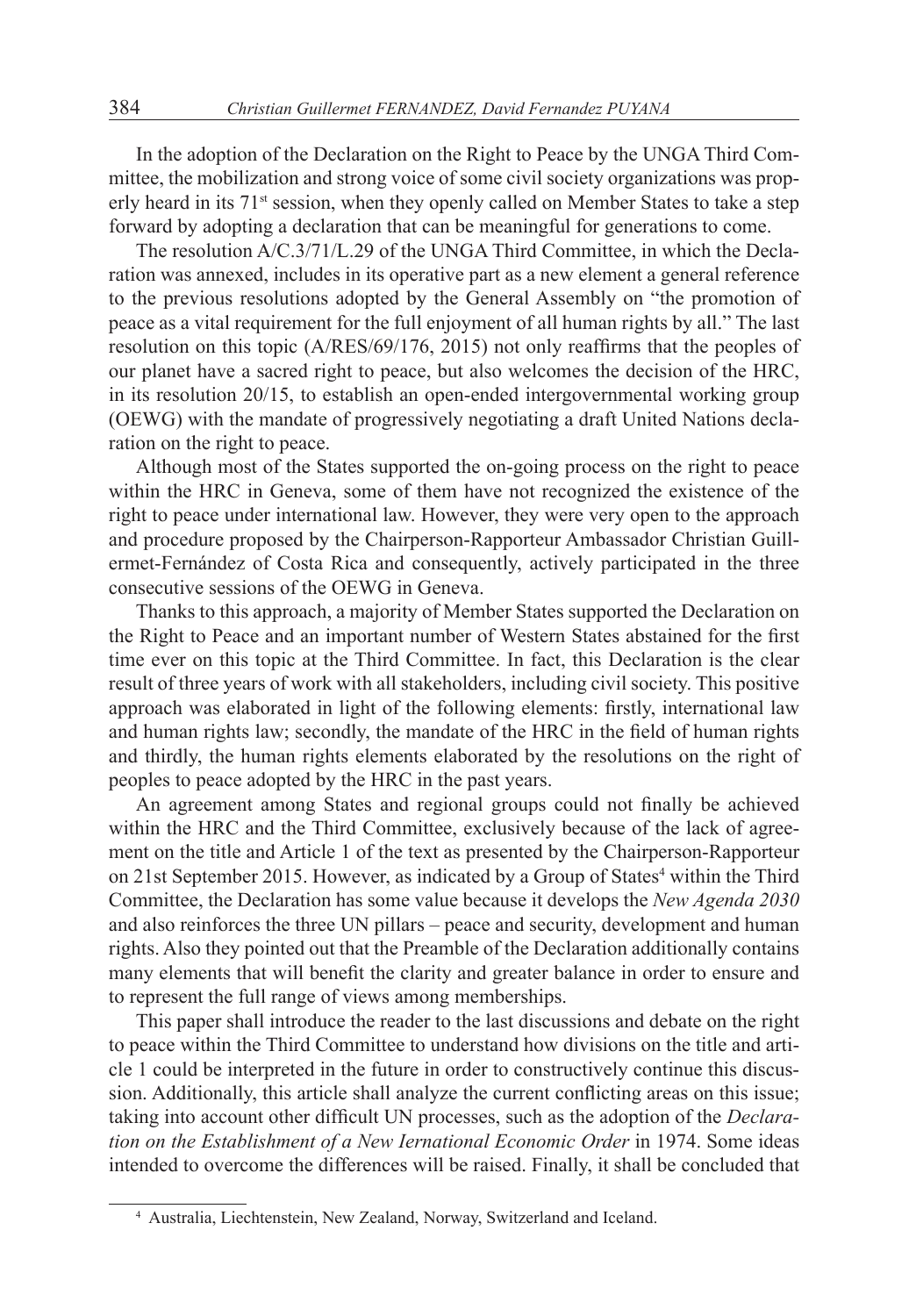In the adoption of the Declaration on the Right to Peace by the UNGA Third Committee, the mobilization and strong voice of some civil society organizations was properly heard in its 71st session, when they openly called on Member States to take a step forward by adopting a declaration that can be meaningful for generations to come.

The resolution A/C.3/71/L.29 of the UNGA Third Committee, in which the Declaration was annexed, includes in its operative part as a new element a general reference to the previous resolutions adopted by the General Assembly on "the promotion of peace as a vital requirement for the full enjoyment of all human rights by all." The last resolution on this topic (A/RES/69/176, 2015) not only reaffirms that the peoples of our planet have a sacred right to peace, but also welcomes the decision of the HRC, in its resolution 20/15, to establish an open-ended intergovernmental working group (OEWG) with the mandate of progressively negotiating a draft United Nations declaration on the right to peace.

Although most of the States supported the on-going process on the right to peace within the HRC in Geneva, some of them have not recognized the existence of the right to peace under international law. However, they were very open to the approach and procedure proposed by the Chairperson-Rapporteur Ambassador Christian Guillermet-Fernández of Costa Rica and consequently, actively participated in the three consecutive sessions of the OEWG in Geneva.

Thanks to this approach, a majority of Member States supported the Declaration on the Right to Peace and an important number of Western States abstained for the first time ever on this topic at the Third Committee. In fact, this Declaration is the clear result of three years of work with all stakeholders, including civil society. This positive approach was elaborated in light of the following elements: firstly, international law and human rights law; secondly, the mandate of the HRC in the field of human rights and thirdly, the human rights elements elaborated by the resolutions on the right of peoples to peace adopted by the HRC in the past years.

An agreement among States and regional groups could not finally be achieved within the HRC and the Third Committee, exclusively because of the lack of agreement on the title and Article 1 of the text as presented by the Chairperson-Rapporteur on 21st September 2015. However, as indicated by a Group of States[4] within the Third Committee, the Declaration has some value because it develops the *New Agenda 2030* and also reinforces the three UN pillars – peace and security, development and human rights. Also they pointed out that the Preamble of the Declaration additionally contains many elements that will benefit the clarity and greater balance in order to ensure and to represent the full range of views among memberships.

This paper shall introduce the reader to the last discussions and debate on the right to peace within the Third Committee to understand how divisions on the title and article 1 could be interpreted in the future in order to constructively continue this discussion. Additionally, this article shall analyze the current conflicting areas on this issue; taking into account other difficult UN processes, such as the adoption of the *Declaration on the Establishment of a New Iernational Economic Order* in 1974. Some ideas intended to overcome the differences will be raised. Finally, it shall be concluded that

[4] Australia, Liechtenstein, New Zealand, Norway, Switzerland and Iceland.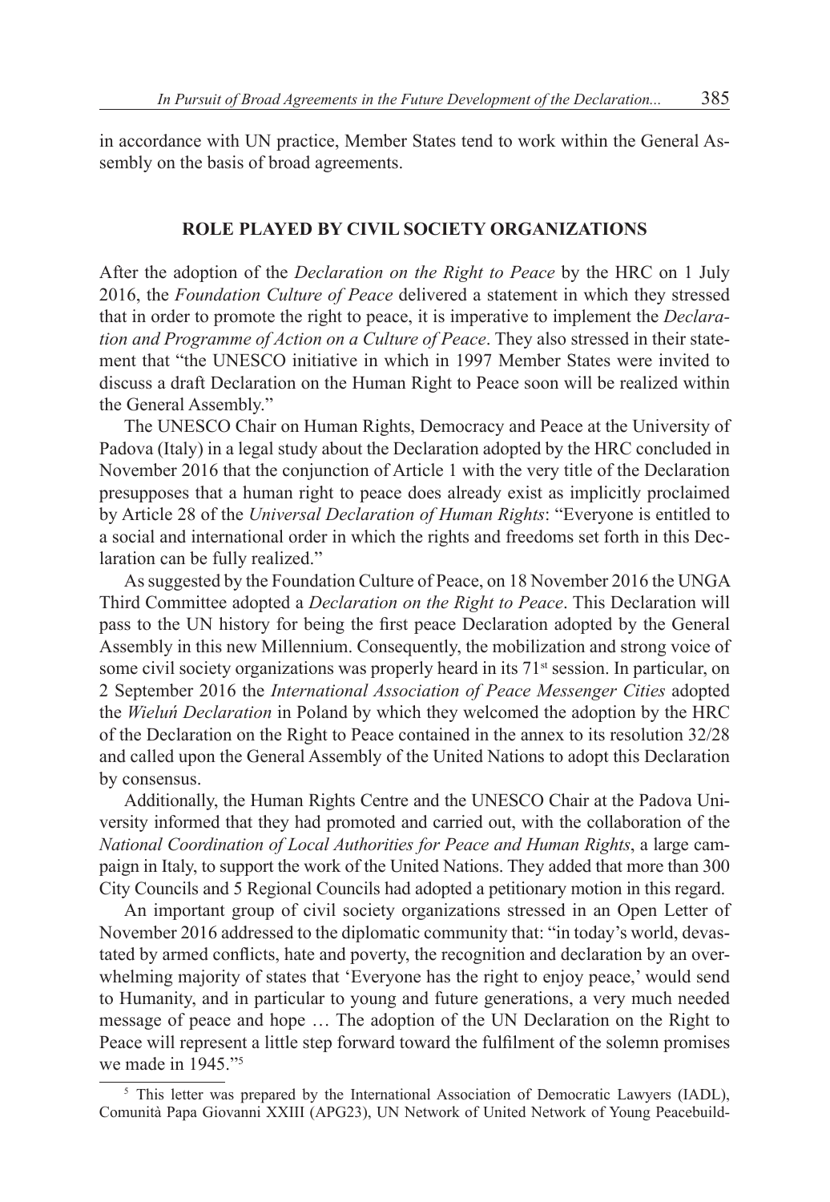in accordance with UN practice, Member States tend to work within the General Assembly on the basis of broad agreements.

## ROLE PLAYED BY CIVIL SOCIETY ORGANIZATIONS

After the adoption of the *Declaration on the Right to Peace* by the HRC on 1 July 2016, the *Foundation Culture of Peace* delivered a statement in which they stressed that in order to promote the right to peace, it is imperative to implement the *Declaration and Programme of Action on a Culture of Peace*. They also stressed in their statement that "the UNESCO initiative in which in 1997 Member States were invited to discuss a draft Declaration on the Human Right to Peace soon will be realized within the General Assembly."

The UNESCO Chair on Human Rights, Democracy and Peace at the University of Padova (Italy) in a legal study about the Declaration adopted by the HRC concluded in November 2016 that the conjunction of Article 1 with the very title of the Declaration presupposes that a human right to peace does already exist as implicitly proclaimed by Article 28 of the *Universal Declaration of Human Rights*: "Everyone is entitled to a social and international order in which the rights and freedoms set forth in this Declaration can be fully realized."

As suggested by the Foundation Culture of Peace, on 18 November 2016 the UNGA Third Committee adopted a *Declaration on the Right to Peace*. This Declaration will pass to the UN history for being the first peace Declaration adopted by the General Assembly in this new Millennium. Consequently, the mobilization and strong voice of some civil society organizations was properly heard in its 71st session. In particular, on 2 September 2016 the *International Association of Peace Messenger Cities* adopted the *Wieluń Declaration* in Poland by which they welcomed the adoption by the HRC of the Declaration on the Right to Peace contained in the annex to its resolution 32/28 and called upon the General Assembly of the United Nations to adopt this Declaration by consensus.

Additionally, the Human Rights Centre and the UNESCO Chair at the Padova University informed that they had promoted and carried out, with the collaboration of the *National Coordination of Local Authorities for Peace and Human Rights*, a large campaign in Italy, to support the work of the United Nations. They added that more than 300 City Councils and 5 Regional Councils had adopted a petitionary motion in this regard.

An important group of civil society organizations stressed in an Open Letter of November 2016 addressed to the diplomatic community that: "in today's world, devastated by armed conflicts, hate and poverty, the recognition and declaration by an overwhelming majority of states that 'Everyone has the right to enjoy peace,' would send to Humanity, and in particular to young and future generations, a very much needed message of peace and hope … The adoption of the UN Declaration on the Right to Peace will represent a little step forward toward the fulfilment of the solemn promises we made in 1945."[5]

[5] This letter was prepared by the International Association of Democratic Lawyers (IADL), Comunità Papa Giovanni XXIII (APG23), UN Network of United Network of Young Peacebuild-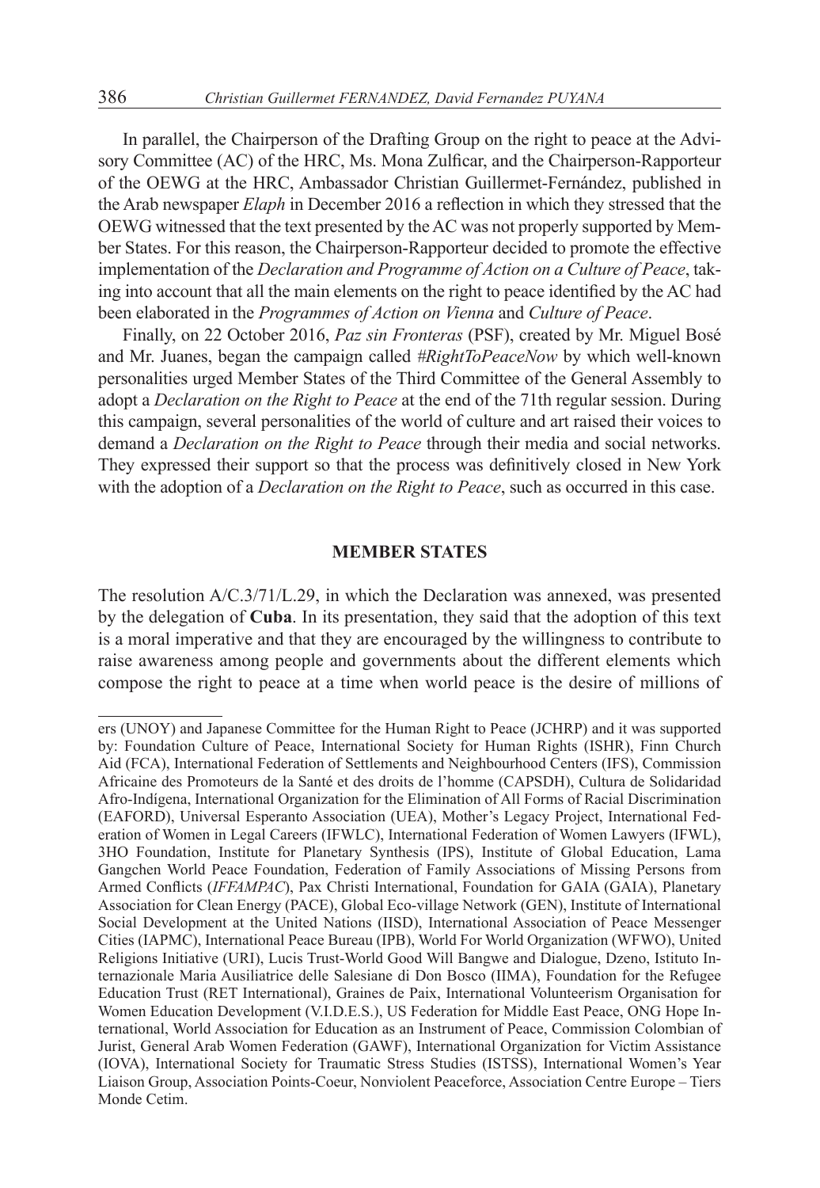In parallel, the Chairperson of the Drafting Group on the right to peace at the Advisory Committee (AC) of the HRC, Ms. Mona Zulficar, and the Chairperson-Rapporteur of the OEWG at the HRC, Ambassador Christian Guillermet-Fernández, published in the Arab newspaper *Elaph* in December 2016 a reflection in which they stressed that the OEWG witnessed that the text presented by the AC was not properly supported by Member States. For this reason, the Chairperson-Rapporteur decided to promote the effective implementation of the *Declaration and Programme of Action on a Culture of Peace*, taking into account that all the main elements on the right to peace identified by the AC had been elaborated in the *Programmes of Action on Vienna* and *Culture of Peace*.

Finally, on 22 October 2016, *Paz sin Fronteras* (PSF), created by Mr. Miguel Bosé and Mr. Juanes, began the campaign called *#RightToPeaceNow* by which well-known personalities urged Member States of the Third Committee of the General Assembly to adopt a *Declaration on the Right to Peace* at the end of the 71th regular session. During this campaign, several personalities of the world of culture and art raised their voices to demand a *Declaration on the Right to Peace* through their media and social networks. They expressed their support so that the process was definitively closed in New York with the adoption of a *Declaration on the Right to Peace*, such as occurred in this case.

## MEMBER STATES

The resolution A/C.3/71/L.29, in which the Declaration was annexed, was presented by the delegation of **Cuba**. In its presentation, they said that the adoption of this text is a moral imperative and that they are encouraged by the willingness to contribute to raise awareness among people and governments about the different elements which compose the right to peace at a time when world peace is the desire of millions of

---

ers (UNOY) and Japanese Committee for the Human Right to Peace (JCHRP) and it was supported by: Foundation Culture of Peace, International Society for Human Rights (ISHR), Finn Church Aid (FCA), International Federation of Settlements and Neighbourhood Centers (IFS), Commission Africaine des Promoteurs de la Santé et des droits de l'homme (CAPSDH), Cultura de Solidaridad Afro-Indígena, International Organization for the Elimination of All Forms of Racial Discrimination (EAFORD), Universal Esperanto Association (UEA), Mother's Legacy Project, International Federation of Women in Legal Careers (IFWLC), International Federation of Women Lawyers (IFWL), 3HO Foundation, Institute for Planetary Synthesis (IPS), Institute of Global Education, Lama Gangchen World Peace Foundation, Federation of Family Associations of Missing Persons from Armed Conflicts (*IFFAMPAC*), Pax Christi International, Foundation for GAIA (GAIA), Planetary Association for Clean Energy (PACE), Global Eco-village Network (GEN), Institute of International Social Development at the United Nations (IISD), International Association of Peace Messenger Cities (IAPMC), International Peace Bureau (IPB), World For World Organization (WFWO), United Religions Initiative (URI), Lucis Trust-World Good Will Bangwe and Dialogue, Dzeno, Istituto Internazionale Maria Ausiliatrice delle Salesiane di Don Bosco (IIMA), Foundation for the Refugee Education Trust (RET International), Graines de Paix, International Volunteerism Organisation for Women Education Development (V.I.D.E.S.), US Federation for Middle East Peace, ONG Hope International, World Association for Education as an Instrument of Peace, Commission Colombian of Jurist, General Arab Women Federation (GAWF), International Organization for Victim Assistance (IOVA), International Society for Traumatic Stress Studies (ISTSS), International Women's Year Liaison Group, Association Points-Coeur, Nonviolent Peaceforce, Association Centre Europe – Tiers Monde Cetim.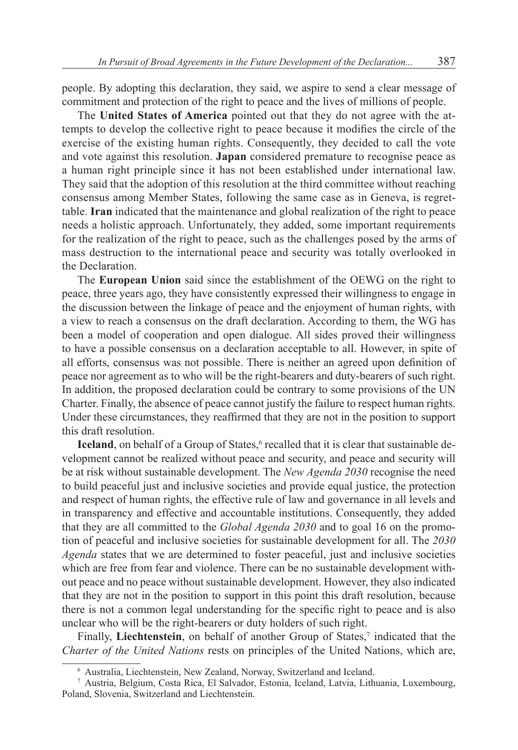people. By adopting this declaration, they said, we aspire to send a clear message of commitment and protection of the right to peace and the lives of millions of people.

The **United States of America** pointed out that they do not agree with the attempts to develop the collective right to peace because it modifies the circle of the exercise of the existing human rights. Consequently, they decided to call the vote and vote against this resolution. **Japan** considered premature to recognise peace as a human right principle since it has not been established under international law. They said that the adoption of this resolution at the third committee without reaching consensus among Member States, following the same case as in Geneva, is regrettable. **Iran** indicated that the maintenance and global realization of the right to peace needs a holistic approach. Unfortunately, they added, some important requirements for the realization of the right to peace, such as the challenges posed by the arms of mass destruction to the international peace and security was totally overlooked in the Declaration.

The **European Union** said since the establishment of the OEWG on the right to peace, three years ago, they have consistently expressed their willingness to engage in the discussion between the linkage of peace and the enjoyment of human rights, with a view to reach a consensus on the draft declaration. According to them, the WG has been a model of cooperation and open dialogue. All sides proved their willingness to have a possible consensus on a declaration acceptable to all. However, in spite of all efforts, consensus was not possible. There is neither an agreed upon definition of peace nor agreement as to who will be the right-bearers and duty-bearers of such right. In addition, the proposed declaration could be contrary to some provisions of the UN Charter. Finally, the absence of peace cannot justify the failure to respect human rights. Under these circumstances, they reaffirmed that they are not in the position to support this draft resolution.

**Iceland**, on behalf of a Group of States,[6] recalled that it is clear that sustainable development cannot be realized without peace and security, and peace and security will be at risk without sustainable development. The *New Agenda 2030* recognise the need to build peaceful just and inclusive societies and provide equal justice, the protection and respect of human rights, the effective rule of law and governance in all levels and in transparency and effective and accountable institutions. Consequently, they added that they are all committed to the *Global Agenda 2030* and to goal 16 on the promotion of peaceful and inclusive societies for sustainable development for all. The *2030 Agenda* states that we are determined to foster peaceful, just and inclusive societies which are free from fear and violence. There can be no sustainable development without peace and no peace without sustainable development. However, they also indicated that they are not in the position to support in this point this draft resolution, because there is not a common legal understanding for the specific right to peace and is also unclear who will be the right-bearers or duty holders of such right.

Finally, **Liechtenstein**, on behalf of another Group of States,[7] indicated that the *Charter of the United Nations* rests on principles of the United Nations, which are,

---

[6] Australia, Liechtenstein, New Zealand, Norway, Switzerland and Iceland.

[7] Austria, Belgium, Costa Rica, El Salvador, Estonia, Iceland, Latvia, Lithuania, Luxembourg, Poland, Slovenia, Switzerland and Liechtenstein.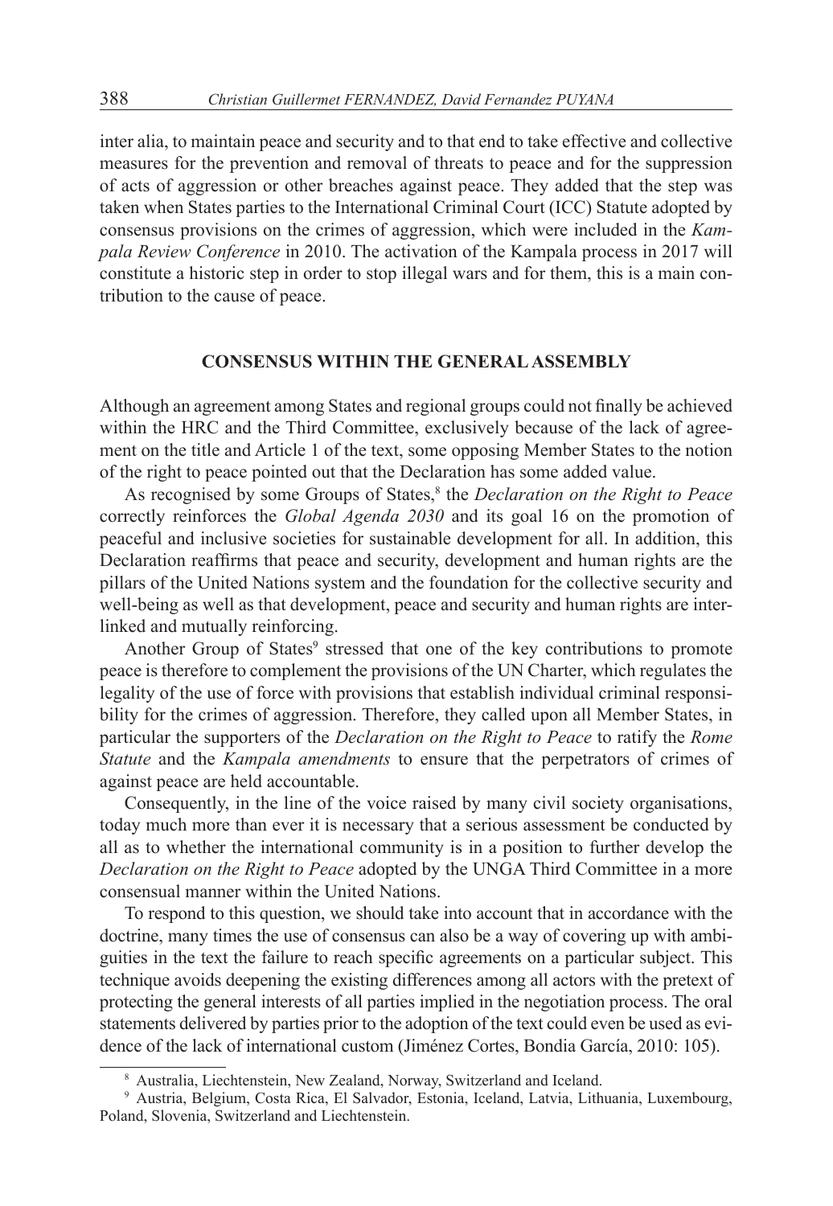inter alia, to maintain peace and security and to that end to take effective and collective measures for the prevention and removal of threats to peace and for the suppression of acts of aggression or other breaches against peace. They added that the step was taken when States parties to the International Criminal Court (ICC) Statute adopted by consensus provisions on the crimes of aggression, which were included in the *Kampala Review Conference* in 2010. The activation of the Kampala process in 2017 will constitute a historic step in order to stop illegal wars and for them, this is a main contribution to the cause of peace.

## CONSENSUS WITHIN THE GENERAL ASSEMBLY

Although an agreement among States and regional groups could not finally be achieved within the HRC and the Third Committee, exclusively because of the lack of agreement on the title and Article 1 of the text, some opposing Member States to the notion of the right to peace pointed out that the Declaration has some added value.

As recognised by some Groups of States,[8] the *Declaration on the Right to Peace* correctly reinforces the *Global Agenda 2030* and its goal 16 on the promotion of peaceful and inclusive societies for sustainable development for all. In addition, this Declaration reaffirms that peace and security, development and human rights are the pillars of the United Nations system and the foundation for the collective security and well-being as well as that development, peace and security and human rights are interlinked and mutually reinforcing.

Another Group of States[9] stressed that one of the key contributions to promote peace is therefore to complement the provisions of the UN Charter, which regulates the legality of the use of force with provisions that establish individual criminal responsibility for the crimes of aggression. Therefore, they called upon all Member States, in particular the supporters of the *Declaration on the Right to Peace* to ratify the *Rome Statute* and the *Kampala amendments* to ensure that the perpetrators of crimes of against peace are held accountable.

Consequently, in the line of the voice raised by many civil society organisations, today much more than ever it is necessary that a serious assessment be conducted by all as to whether the international community is in a position to further develop the *Declaration on the Right to Peace* adopted by the UNGA Third Committee in a more consensual manner within the United Nations.

To respond to this question, we should take into account that in accordance with the doctrine, many times the use of consensus can also be a way of covering up with ambiguities in the text the failure to reach specific agreements on a particular subject. This technique avoids deepening the existing differences among all actors with the pretext of protecting the general interests of all parties implied in the negotiation process. The oral statements delivered by parties prior to the adoption of the text could even be used as evidence of the lack of international custom (Jiménez Cortes, Bondia García, 2010: 105).

---

[8] Australia, Liechtenstein, New Zealand, Norway, Switzerland and Iceland.

[9] Austria, Belgium, Costa Rica, El Salvador, Estonia, Iceland, Latvia, Lithuania, Luxembourg, Poland, Slovenia, Switzerland and Liechtenstein.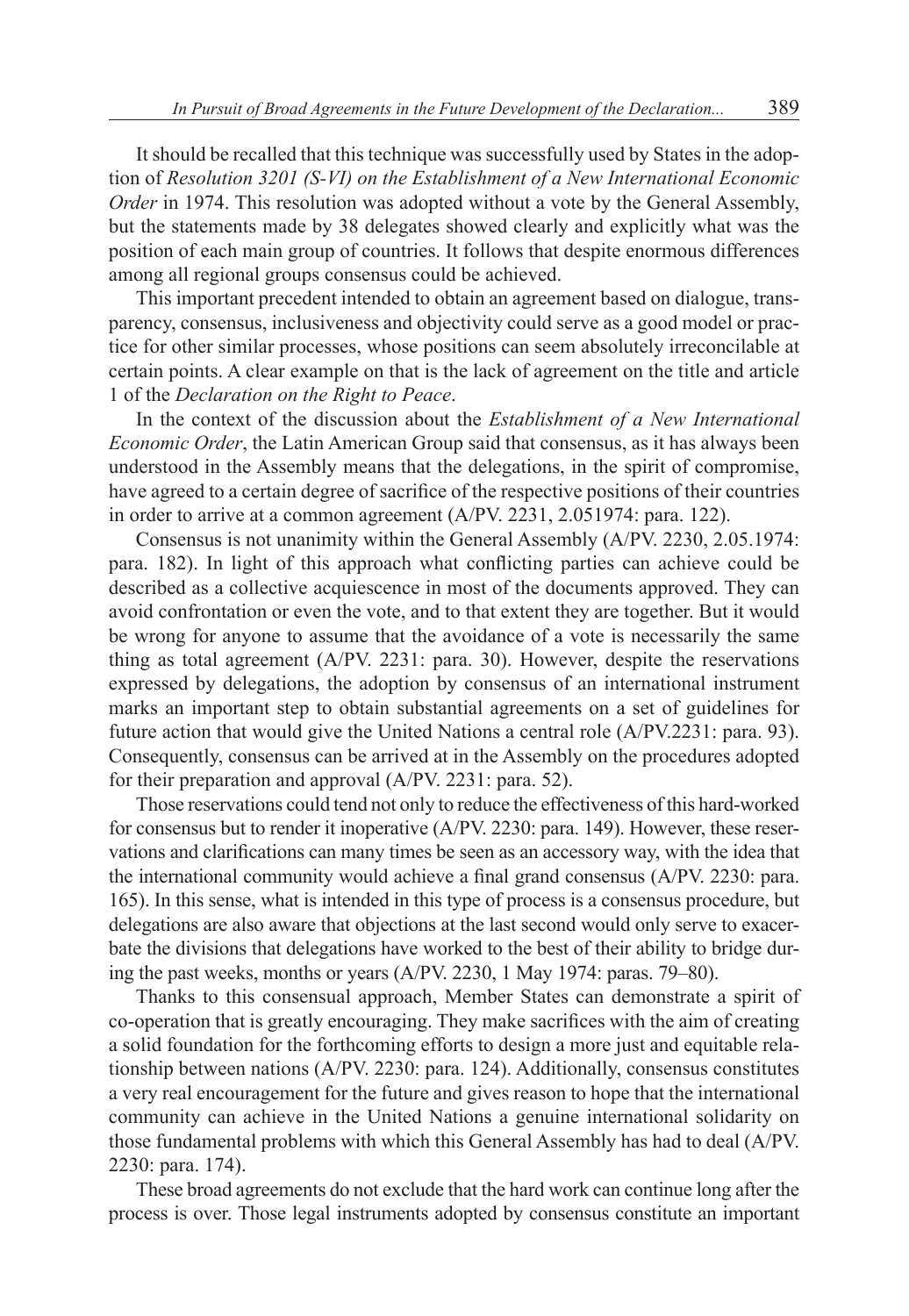It should be recalled that this technique was successfully used by States in the adoption of *Resolution 3201 (S-VI) on the Establishment of a New International Economic Order* in 1974. This resolution was adopted without a vote by the General Assembly, but the statements made by 38 delegates showed clearly and explicitly what was the position of each main group of countries. It follows that despite enormous differences among all regional groups consensus could be achieved.

This important precedent intended to obtain an agreement based on dialogue, transparency, consensus, inclusiveness and objectivity could serve as a good model or practice for other similar processes, whose positions can seem absolutely irreconcilable at certain points. A clear example on that is the lack of agreement on the title and article 1 of the *Declaration on the Right to Peace*.

In the context of the discussion about the *Establishment of a New International Economic Order*, the Latin American Group said that consensus, as it has always been understood in the Assembly means that the delegations, in the spirit of compromise, have agreed to a certain degree of sacrifice of the respective positions of their countries in order to arrive at a common agreement (A/PV. 2231, 2.051974: para. 122).

Consensus is not unanimity within the General Assembly (A/PV. 2230, 2.05.1974: para. 182). In light of this approach what conflicting parties can achieve could be described as a collective acquiescence in most of the documents approved. They can avoid confrontation or even the vote, and to that extent they are together. But it would be wrong for anyone to assume that the avoidance of a vote is necessarily the same thing as total agreement (A/PV. 2231: para. 30). However, despite the reservations expressed by delegations, the adoption by consensus of an international instrument marks an important step to obtain substantial agreements on a set of guidelines for future action that would give the United Nations a central role (A/PV.2231: para. 93). Consequently, consensus can be arrived at in the Assembly on the procedures adopted for their preparation and approval (A/PV. 2231: para. 52).

Those reservations could tend not only to reduce the effectiveness of this hard-worked for consensus but to render it inoperative (A/PV. 2230: para. 149). However, these reservations and clarifications can many times be seen as an accessory way, with the idea that the international community would achieve a final grand consensus (A/PV. 2230: para. 165). In this sense, what is intended in this type of process is a consensus procedure, but delegations are also aware that objections at the last second would only serve to exacerbate the divisions that delegations have worked to the best of their ability to bridge during the past weeks, months or years (A/PV. 2230, 1 May 1974: paras. 79–80).

Thanks to this consensual approach, Member States can demonstrate a spirit of co-operation that is greatly encouraging. They make sacrifices with the aim of creating a solid foundation for the forthcoming efforts to design a more just and equitable relationship between nations (A/PV. 2230: para. 124). Additionally, consensus constitutes a very real encouragement for the future and gives reason to hope that the international community can achieve in the United Nations a genuine international solidarity on those fundamental problems with which this General Assembly has had to deal (A/PV. 2230: para. 174).

These broad agreements do not exclude that the hard work can continue long after the process is over. Those legal instruments adopted by consensus constitute an important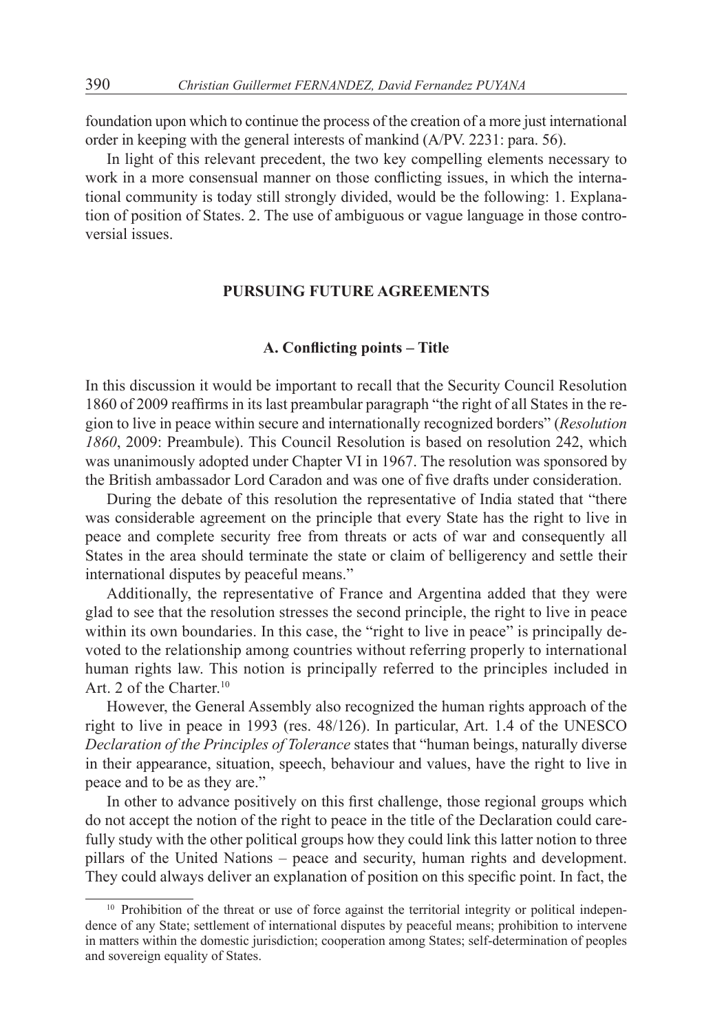foundation upon which to continue the process of the creation of a more just international order in keeping with the general interests of mankind (A/PV. 2231: para. 56).

In light of this relevant precedent, the two key compelling elements necessary to work in a more consensual manner on those conflicting issues, in which the international community is today still strongly divided, would be the following: 1. Explanation of position of States. 2. The use of ambiguous or vague language in those controversial issues.

## PURSUING FUTURE AGREEMENTS

### A. Conflicting points – Title

In this discussion it would be important to recall that the Security Council Resolution 1860 of 2009 reaffirms in its last preambular paragraph "the right of all States in the region to live in peace within secure and internationally recognized borders" (*Resolution 1860*, 2009: Preambule). This Council Resolution is based on resolution 242, which was unanimously adopted under Chapter VI in 1967. The resolution was sponsored by the British ambassador Lord Caradon and was one of five drafts under consideration.

During the debate of this resolution the representative of India stated that "there was considerable agreement on the principle that every State has the right to live in peace and complete security free from threats or acts of war and consequently all States in the area should terminate the state or claim of belligerency and settle their international disputes by peaceful means."

Additionally, the representative of France and Argentina added that they were glad to see that the resolution stresses the second principle, the right to live in peace within its own boundaries. In this case, the "right to live in peace" is principally devoted to the relationship among countries without referring properly to international human rights law. This notion is principally referred to the principles included in Art. 2 of the Charter.[10]

However, the General Assembly also recognized the human rights approach of the right to live in peace in 1993 (res. 48/126). In particular, Art. 1.4 of the UNESCO *Declaration of the Principles of Tolerance* states that "human beings, naturally diverse in their appearance, situation, speech, behaviour and values, have the right to live in peace and to be as they are."

In other to advance positively on this first challenge, those regional groups which do not accept the notion of the right to peace in the title of the Declaration could carefully study with the other political groups how they could link this latter notion to three pillars of the United Nations – peace and security, human rights and development. They could always deliver an explanation of position on this specific point. In fact, the

[10] Prohibition of the threat or use of force against the territorial integrity or political independence of any State; settlement of international disputes by peaceful means; prohibition to intervene in matters within the domestic jurisdiction; cooperation among States; self-determination of peoples and sovereign equality of States.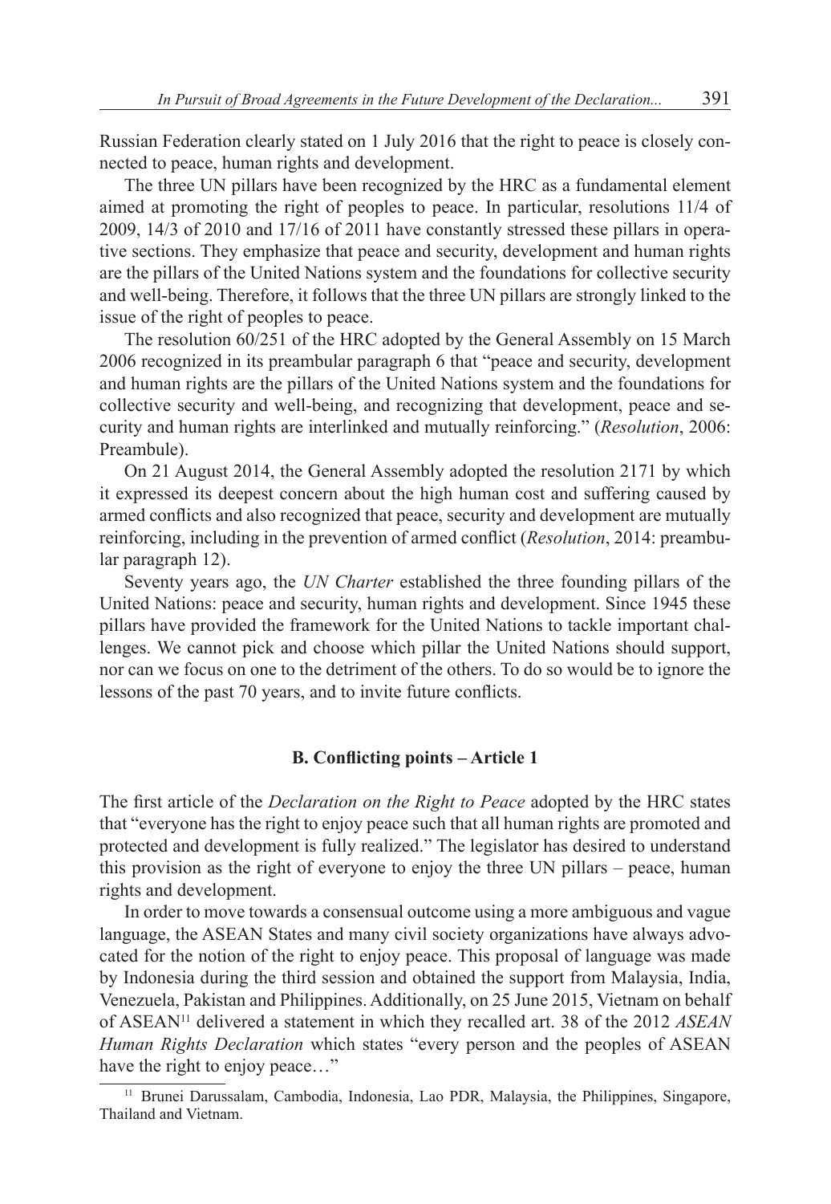Russian Federation clearly stated on 1 July 2016 that the right to peace is closely connected to peace, human rights and development.

The three UN pillars have been recognized by the HRC as a fundamental element aimed at promoting the right of peoples to peace. In particular, resolutions 11/4 of 2009, 14/3 of 2010 and 17/16 of 2011 have constantly stressed these pillars in operative sections. They emphasize that peace and security, development and human rights are the pillars of the United Nations system and the foundations for collective security and well-being. Therefore, it follows that the three UN pillars are strongly linked to the issue of the right of peoples to peace.

The resolution 60/251 of the HRC adopted by the General Assembly on 15 March 2006 recognized in its preambular paragraph 6 that "peace and security, development and human rights are the pillars of the United Nations system and the foundations for collective security and well-being, and recognizing that development, peace and security and human rights are interlinked and mutually reinforcing." (*Resolution*, 2006: Preambule).

On 21 August 2014, the General Assembly adopted the resolution 2171 by which it expressed its deepest concern about the high human cost and suffering caused by armed conflicts and also recognized that peace, security and development are mutually reinforcing, including in the prevention of armed conflict (*Resolution*, 2014: preambular paragraph 12).

Seventy years ago, the *UN Charter* established the three founding pillars of the United Nations: peace and security, human rights and development. Since 1945 these pillars have provided the framework for the United Nations to tackle important challenges. We cannot pick and choose which pillar the United Nations should support, nor can we focus on one to the detriment of the others. To do so would be to ignore the lessons of the past 70 years, and to invite future conflicts.

### B. Conflicting points – Article 1

The first article of the *Declaration on the Right to Peace* adopted by the HRC states that "everyone has the right to enjoy peace such that all human rights are promoted and protected and development is fully realized." The legislator has desired to understand this provision as the right of everyone to enjoy the three UN pillars – peace, human rights and development.

In order to move towards a consensual outcome using a more ambiguous and vague language, the ASEAN States and many civil society organizations have always advocated for the notion of the right to enjoy peace. This proposal of language was made by Indonesia during the third session and obtained the support from Malaysia, India, Venezuela, Pakistan and Philippines. Additionally, on 25 June 2015, Vietnam on behalf of ASEAN[11] delivered a statement in which they recalled art. 38 of the 2012 *ASEAN Human Rights Declaration* which states "every person and the peoples of ASEAN have the right to enjoy peace…"

[11] Brunei Darussalam, Cambodia, Indonesia, Lao PDR, Malaysia, the Philippines, Singapore, Thailand and Vietnam.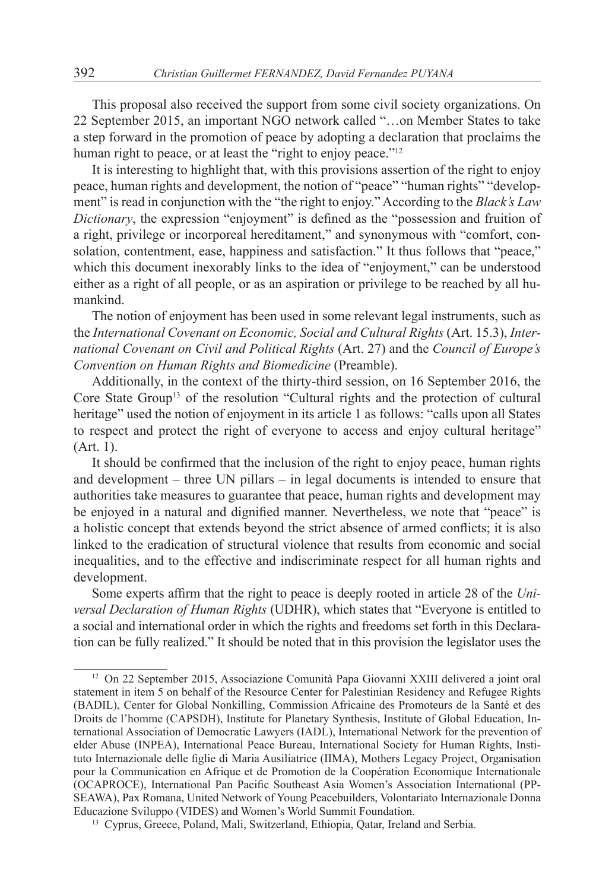This proposal also received the support from some civil society organizations. On 22 September 2015, an important NGO network called "…on Member States to take a step forward in the promotion of peace by adopting a declaration that proclaims the human right to peace, or at least the "right to enjoy peace."[12]

It is interesting to highlight that, with this provisions assertion of the right to enjoy peace, human rights and development, the notion of "peace" "human rights" "development" is read in conjunction with the "the right to enjoy." According to the *Black's Law Dictionary*, the expression "enjoyment" is defined as the "possession and fruition of a right, privilege or incorporeal hereditament," and synonymous with "comfort, consolation, contentment, ease, happiness and satisfaction." It thus follows that "peace," which this document inexorably links to the idea of "enjoyment," can be understood either as a right of all people, or as an aspiration or privilege to be reached by all humankind.

The notion of enjoyment has been used in some relevant legal instruments, such as the *International Covenant on Economic, Social and Cultural Rights* (Art. 15.3), *International Covenant on Civil and Political Rights* (Art. 27) and the *Council of Europe's Convention on Human Rights and Biomedicine* (Preamble).

Additionally, in the context of the thirty-third session, on 16 September 2016, the Core State Group[13] of the resolution "Cultural rights and the protection of cultural heritage" used the notion of enjoyment in its article 1 as follows: "calls upon all States to respect and protect the right of everyone to access and enjoy cultural heritage" (Art. 1).

It should be confirmed that the inclusion of the right to enjoy peace, human rights and development – three UN pillars – in legal documents is intended to ensure that authorities take measures to guarantee that peace, human rights and development may be enjoyed in a natural and dignified manner. Nevertheless, we note that "peace" is a holistic concept that extends beyond the strict absence of armed conflicts; it is also linked to the eradication of structural violence that results from economic and social inequalities, and to the effective and indiscriminate respect for all human rights and development.

Some experts affirm that the right to peace is deeply rooted in article 28 of the *Universal Declaration of Human Rights* (UDHR), which states that "Everyone is entitled to a social and international order in which the rights and freedoms set forth in this Declaration can be fully realized." It should be noted that in this provision the legislator uses the

---

[12] On 22 September 2015, Associazione Comunità Papa Giovanni XXIII delivered a joint oral statement in item 5 on behalf of the Resource Center for Palestinian Residency and Refugee Rights (BADIL), Center for Global Nonkilling, Commission Africaine des Promoteurs de la Santé et des Droits de l'homme (CAPSDH), Institute for Planetary Synthesis, Institute of Global Education, International Association of Democratic Lawyers (IADL), International Network for the prevention of elder Abuse (INPEA), International Peace Bureau, International Society for Human Rights, Instituto Internazionale delle figlie di Maria Ausiliatrice (IIMA), Mothers Legacy Project, Organisation pour la Communication en Afrique et de Promotion de la Coopération Economique Internationale (OCAPROCE), International Pan Pacific Southeast Asia Women's Association International (PPSEAWA), Pax Romana, United Network of Young Peacebuilders, Volontariato Internazionale Donna Educazione Sviluppo (VIDES) and Women's World Summit Foundation.

[13] Cyprus, Greece, Poland, Mali, Switzerland, Ethiopia, Qatar, Ireland and Serbia.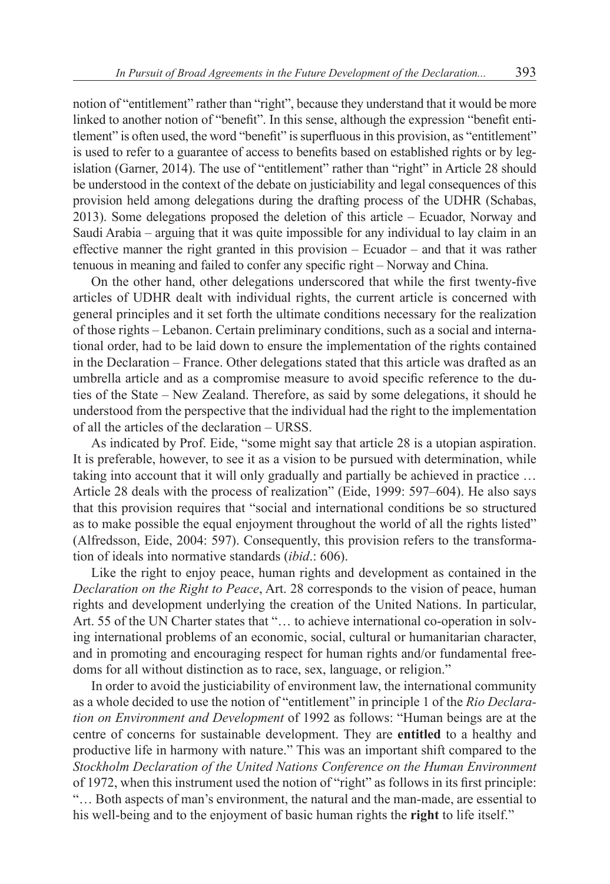notion of "entitlement" rather than "right", because they understand that it would be more linked to another notion of "benefit". In this sense, although the expression "benefit entitlement" is often used, the word "benefit" is superfluous in this provision, as "entitlement" is used to refer to a guarantee of access to benefits based on established rights or by legislation (Garner, 2014). The use of "entitlement" rather than "right" in Article 28 should be understood in the context of the debate on justiciability and legal consequences of this provision held among delegations during the drafting process of the UDHR (Schabas, 2013). Some delegations proposed the deletion of this article – Ecuador, Norway and Saudi Arabia – arguing that it was quite impossible for any individual to lay claim in an effective manner the right granted in this provision – Ecuador – and that it was rather tenuous in meaning and failed to confer any specific right – Norway and China.

On the other hand, other delegations underscored that while the first twenty-five articles of UDHR dealt with individual rights, the current article is concerned with general principles and it set forth the ultimate conditions necessary for the realization of those rights – Lebanon. Certain preliminary conditions, such as a social and international order, had to be laid down to ensure the implementation of the rights contained in the Declaration – France. Other delegations stated that this article was drafted as an umbrella article and as a compromise measure to avoid specific reference to the duties of the State – New Zealand. Therefore, as said by some delegations, it should he understood from the perspective that the individual had the right to the implementation of all the articles of the declaration – URSS.

As indicated by Prof. Eide, "some might say that article 28 is a utopian aspiration. It is preferable, however, to see it as a vision to be pursued with determination, while taking into account that it will only gradually and partially be achieved in practice … Article 28 deals with the process of realization" (Eide, 1999: 597–604). He also says that this provision requires that "social and international conditions be so structured as to make possible the equal enjoyment throughout the world of all the rights listed" (Alfredsson, Eide, 2004: 597). Consequently, this provision refers to the transformation of ideals into normative standards (*ibid*.: 606).

Like the right to enjoy peace, human rights and development as contained in the *Declaration on the Right to Peace*, Art. 28 corresponds to the vision of peace, human rights and development underlying the creation of the United Nations. In particular, Art. 55 of the UN Charter states that "… to achieve international co-operation in solving international problems of an economic, social, cultural or humanitarian character, and in promoting and encouraging respect for human rights and/or fundamental freedoms for all without distinction as to race, sex, language, or religion."

In order to avoid the justiciability of environment law, the international community as a whole decided to use the notion of "entitlement" in principle 1 of the *Rio Declaration on Environment and Development* of 1992 as follows: "Human beings are at the centre of concerns for sustainable development. They are **entitled** to a healthy and productive life in harmony with nature." This was an important shift compared to the *Stockholm Declaration of the United Nations Conference on the Human Environment* of 1972, when this instrument used the notion of "right" as follows in its first principle: "… Both aspects of man's environment, the natural and the man-made, are essential to his well-being and to the enjoyment of basic human rights the **right** to life itself."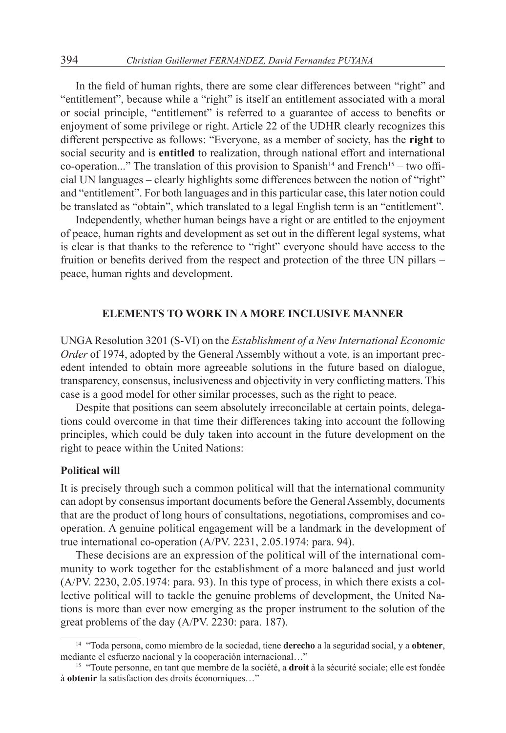In the field of human rights, there are some clear differences between "right" and "entitlement", because while a "right" is itself an entitlement associated with a moral or social principle, "entitlement" is referred to a guarantee of access to benefits or enjoyment of some privilege or right. Article 22 of the UDHR clearly recognizes this different perspective as follows: "Everyone, as a member of society, has the **right** to social security and is **entitled** to realization, through national effort and international co-operation..." The translation of this provision to Spanish[14] and French[15] – two official UN languages – clearly highlights some differences between the notion of "right" and "entitlement". For both languages and in this particular case, this later notion could be translated as "obtain", which translated to a legal English term is an "entitlement".

Independently, whether human beings have a right or are entitled to the enjoyment of peace, human rights and development as set out in the different legal systems, what is clear is that thanks to the reference to "right" everyone should have access to the fruition or benefits derived from the respect and protection of the three UN pillars – peace, human rights and development.

## ELEMENTS TO WORK IN A MORE INCLUSIVE MANNER

UNGA Resolution 3201 (S-VI) on the *Establishment of a New International Economic Order* of 1974, adopted by the General Assembly without a vote, is an important precedent intended to obtain more agreeable solutions in the future based on dialogue, transparency, consensus, inclusiveness and objectivity in very conflicting matters. This case is a good model for other similar processes, such as the right to peace.

Despite that positions can seem absolutely irreconcilable at certain points, delegations could overcome in that time their differences taking into account the following principles, which could be duly taken into account in the future development on the right to peace within the United Nations:

### Political will

It is precisely through such a common political will that the international community can adopt by consensus important documents before the General Assembly, documents that are the product of long hours of consultations, negotiations, compromises and co-operation. A genuine political engagement will be a landmark in the development of true international co-operation (A/PV. 2231, 2.05.1974: para. 94).

These decisions are an expression of the political will of the international community to work together for the establishment of a more balanced and just world (A/PV. 2230, 2.05.1974: para. 93). In this type of process, in which there exists a collective political will to tackle the genuine problems of development, the United Nations is more than ever now emerging as the proper instrument to the solution of the great problems of the day (A/PV. 2230: para. 187).

---

[14] "Toda persona, como miembro de la sociedad, tiene **derecho** a la seguridad social, y a **obtener**, mediante el esfuerzo nacional y la cooperación internacional…"

[15] "Toute personne, en tant que membre de la société, a **droit** à la sécurité sociale; elle est fondée à **obtenir** la satisfaction des droits économiques…"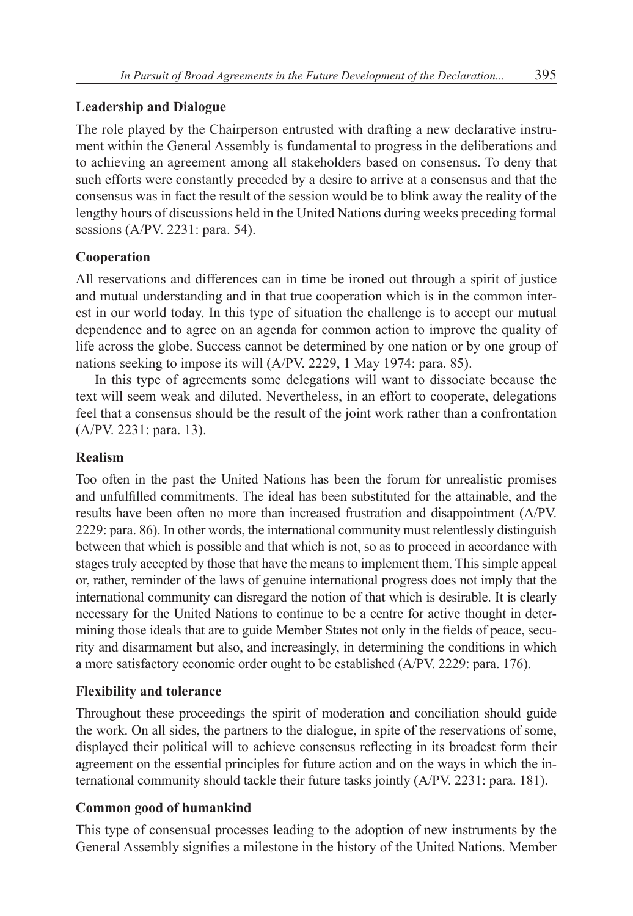**Leadership and Dialogue**

The role played by the Chairperson entrusted with drafting a new declarative instrument within the General Assembly is fundamental to progress in the deliberations and to achieving an agreement among all stakeholders based on consensus. To deny that such efforts were constantly preceded by a desire to arrive at a consensus and that the consensus was in fact the result of the session would be to blink away the reality of the lengthy hours of discussions held in the United Nations during weeks preceding formal sessions (A/PV. 2231: para. 54).

**Cooperation**

All reservations and differences can in time be ironed out through a spirit of justice and mutual understanding and in that true cooperation which is in the common interest in our world today. In this type of situation the challenge is to accept our mutual dependence and to agree on an agenda for common action to improve the quality of life across the globe. Success cannot be determined by one nation or by one group of nations seeking to impose its will (A/PV. 2229, 1 May 1974: para. 85).

In this type of agreements some delegations will want to dissociate because the text will seem weak and diluted. Nevertheless, in an effort to cooperate, delegations feel that a consensus should be the result of the joint work rather than a confrontation (A/PV. 2231: para. 13).

**Realism**

Too often in the past the United Nations has been the forum for unrealistic promises and unfulfilled commitments. The ideal has been substituted for the attainable, and the results have been often no more than increased frustration and disappointment (A/PV. 2229: para. 86). In other words, the international community must relentlessly distinguish between that which is possible and that which is not, so as to proceed in accordance with stages truly accepted by those that have the means to implement them. This simple appeal or, rather, reminder of the laws of genuine international progress does not imply that the international community can disregard the notion of that which is desirable. It is clearly necessary for the United Nations to continue to be a centre for active thought in determining those ideals that are to guide Member States not only in the fields of peace, security and disarmament but also, and increasingly, in determining the conditions in which a more satisfactory economic order ought to be established (A/PV. 2229: para. 176).

**Flexibility and tolerance**

Throughout these proceedings the spirit of moderation and conciliation should guide the work. On all sides, the partners to the dialogue, in spite of the reservations of some, displayed their political will to achieve consensus reflecting in its broadest form their agreement on the essential principles for future action and on the ways in which the international community should tackle their future tasks jointly (A/PV. 2231: para. 181).

**Common good of humankind**

This type of consensual processes leading to the adoption of new instruments by the General Assembly signifies a milestone in the history of the United Nations. Member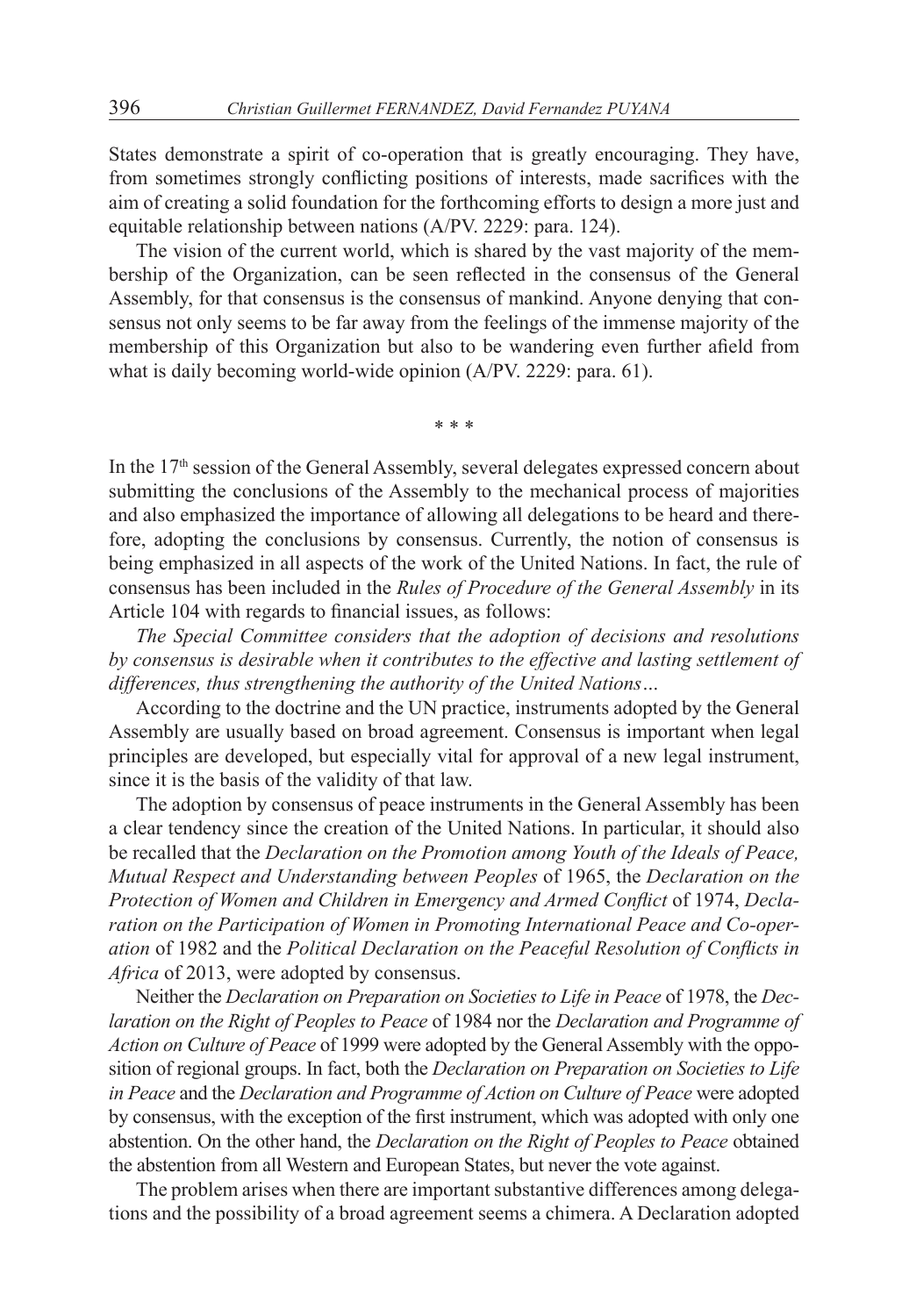States demonstrate a spirit of co-operation that is greatly encouraging. They have, from sometimes strongly conflicting positions of interests, made sacrifices with the aim of creating a solid foundation for the forthcoming efforts to design a more just and equitable relationship between nations (A/PV. 2229: para. 124).

The vision of the current world, which is shared by the vast majority of the membership of the Organization, can be seen reflected in the consensus of the General Assembly, for that consensus is the consensus of mankind. Anyone denying that consensus not only seems to be far away from the feelings of the immense majority of the membership of this Organization but also to be wandering even further afield from what is daily becoming world-wide opinion (A/PV. 2229: para. 61).

\* \* \*

In the 17th session of the General Assembly, several delegates expressed concern about submitting the conclusions of the Assembly to the mechanical process of majorities and also emphasized the importance of allowing all delegations to be heard and therefore, adopting the conclusions by consensus. Currently, the notion of consensus is being emphasized in all aspects of the work of the United Nations. In fact, the rule of consensus has been included in the *Rules of Procedure of the General Assembly* in its Article 104 with regards to financial issues, as follows:

*The Special Committee considers that the adoption of decisions and resolutions by consensus is desirable when it contributes to the effective and lasting settlement of differences, thus strengthening the authority of the United Nations…*

According to the doctrine and the UN practice, instruments adopted by the General Assembly are usually based on broad agreement. Consensus is important when legal principles are developed, but especially vital for approval of a new legal instrument, since it is the basis of the validity of that law.

The adoption by consensus of peace instruments in the General Assembly has been a clear tendency since the creation of the United Nations. In particular, it should also be recalled that the *Declaration on the Promotion among Youth of the Ideals of Peace, Mutual Respect and Understanding between Peoples* of 1965, the *Declaration on the Protection of Women and Children in Emergency and Armed Conflict* of 1974, *Declaration on the Participation of Women in Promoting International Peace and Co-operation* of 1982 and the *Political Declaration on the Peaceful Resolution of Conflicts in Africa* of 2013, were adopted by consensus.

Neither the *Declaration on Preparation on Societies to Life in Peace* of 1978, the *Declaration on the Right of Peoples to Peace* of 1984 nor the *Declaration and Programme of Action on Culture of Peace* of 1999 were adopted by the General Assembly with the opposition of regional groups. In fact, both the *Declaration on Preparation on Societies to Life in Peace* and the *Declaration and Programme of Action on Culture of Peace* were adopted by consensus, with the exception of the first instrument, which was adopted with only one abstention. On the other hand, the *Declaration on the Right of Peoples to Peace* obtained the abstention from all Western and European States, but never the vote against.

The problem arises when there are important substantive differences among delegations and the possibility of a broad agreement seems a chimera. A Declaration adopted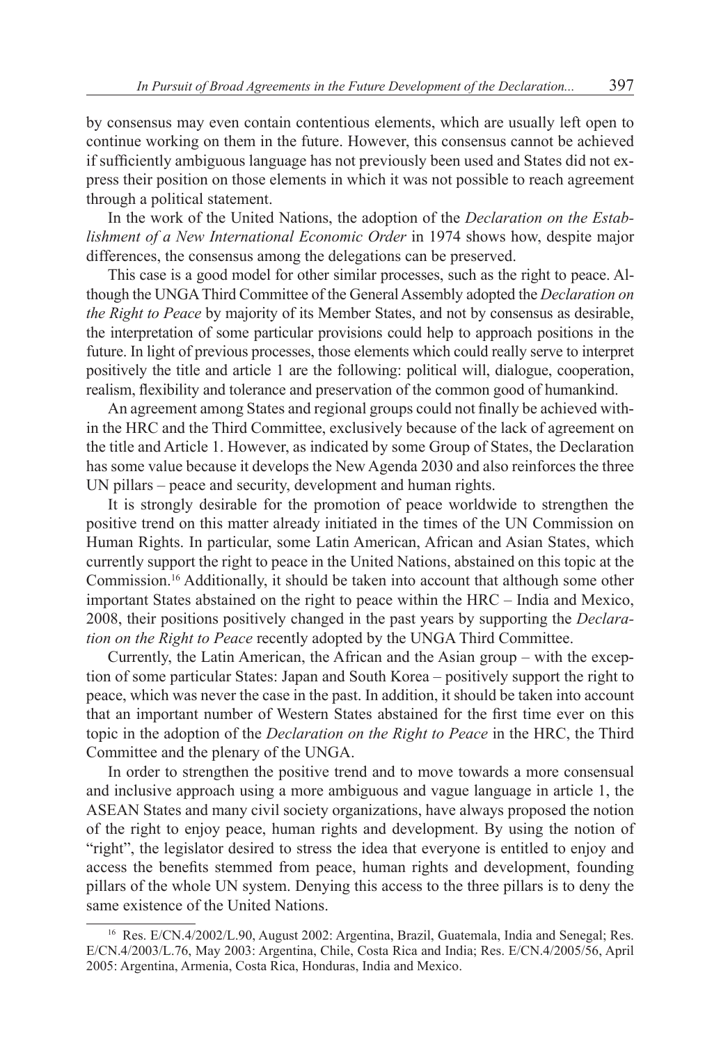by consensus may even contain contentious elements, which are usually left open to continue working on them in the future. However, this consensus cannot be achieved if sufficiently ambiguous language has not previously been used and States did not express their position on those elements in which it was not possible to reach agreement through a political statement.

In the work of the United Nations, the adoption of the *Declaration on the Establishment of a New International Economic Order* in 1974 shows how, despite major differences, the consensus among the delegations can be preserved.

This case is a good model for other similar processes, such as the right to peace. Although the UNGA Third Committee of the General Assembly adopted the *Declaration on the Right to Peace* by majority of its Member States, and not by consensus as desirable, the interpretation of some particular provisions could help to approach positions in the future. In light of previous processes, those elements which could really serve to interpret positively the title and article 1 are the following: political will, dialogue, cooperation, realism, flexibility and tolerance and preservation of the common good of humankind.

An agreement among States and regional groups could not finally be achieved within the HRC and the Third Committee, exclusively because of the lack of agreement on the title and Article 1. However, as indicated by some Group of States, the Declaration has some value because it develops the New Agenda 2030 and also reinforces the three UN pillars – peace and security, development and human rights.

It is strongly desirable for the promotion of peace worldwide to strengthen the positive trend on this matter already initiated in the times of the UN Commission on Human Rights. In particular, some Latin American, African and Asian States, which currently support the right to peace in the United Nations, abstained on this topic at the Commission.[16] Additionally, it should be taken into account that although some other important States abstained on the right to peace within the HRC – India and Mexico, 2008, their positions positively changed in the past years by supporting the *Declaration on the Right to Peace* recently adopted by the UNGA Third Committee.

Currently, the Latin American, the African and the Asian group – with the exception of some particular States: Japan and South Korea – positively support the right to peace, which was never the case in the past. In addition, it should be taken into account that an important number of Western States abstained for the first time ever on this topic in the adoption of the *Declaration on the Right to Peace* in the HRC, the Third Committee and the plenary of the UNGA.

In order to strengthen the positive trend and to move towards a more consensual and inclusive approach using a more ambiguous and vague language in article 1, the ASEAN States and many civil society organizations, have always proposed the notion of the right to enjoy peace, human rights and development. By using the notion of "right", the legislator desired to stress the idea that everyone is entitled to enjoy and access the benefits stemmed from peace, human rights and development, founding pillars of the whole UN system. Denying this access to the three pillars is to deny the same existence of the United Nations.

---

[16] Res. E/CN.4/2002/L.90, August 2002: Argentina, Brazil, Guatemala, India and Senegal; Res. E/CN.4/2003/L.76, May 2003: Argentina, Chile, Costa Rica and India; Res. E/CN.4/2005/56, April 2005: Argentina, Armenia, Costa Rica, Honduras, India and Mexico.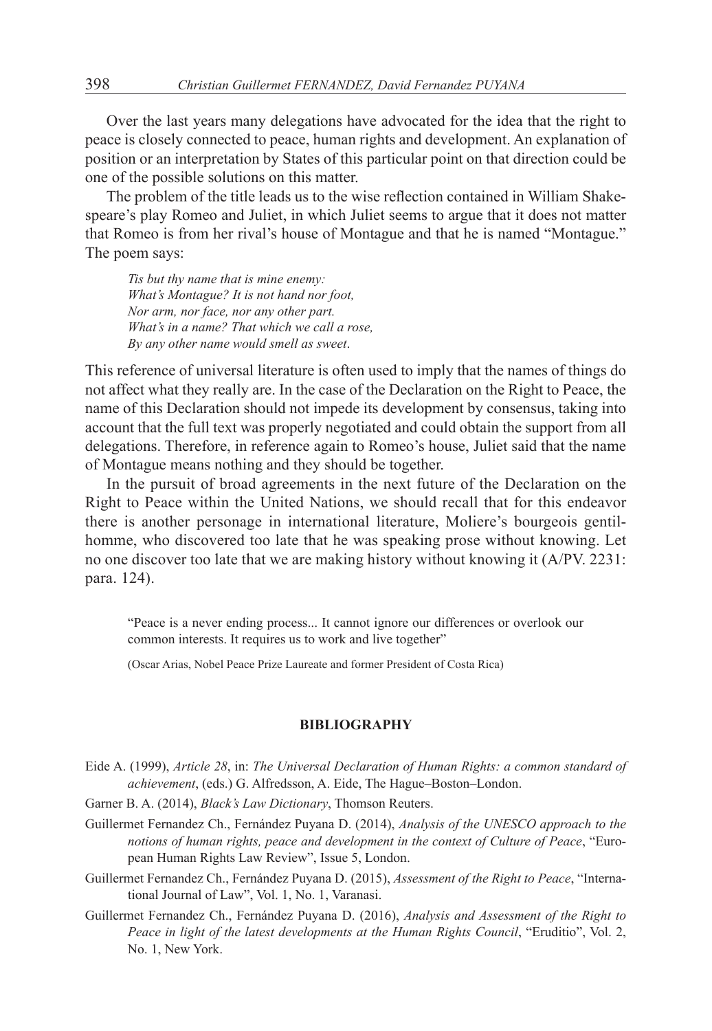Over the last years many delegations have advocated for the idea that the right to peace is closely connected to peace, human rights and development. An explanation of position or an interpretation by States of this particular point on that direction could be one of the possible solutions on this matter.

The problem of the title leads us to the wise reflection contained in William Shakespeare's play Romeo and Juliet, in which Juliet seems to argue that it does not matter that Romeo is from her rival's house of Montague and that he is named "Montague." The poem says:

> *Tis but thy name that is mine enemy:*
> *What's Montague? It is not hand nor foot,*
> *Nor arm, nor face, nor any other part.*
> *What's in a name? That which we call a rose,*
> *By any other name would smell as sweet*.

This reference of universal literature is often used to imply that the names of things do not affect what they really are. In the case of the Declaration on the Right to Peace, the name of this Declaration should not impede its development by consensus, taking into account that the full text was properly negotiated and could obtain the support from all delegations. Therefore, in reference again to Romeo's house, Juliet said that the name of Montague means nothing and they should be together.

In the pursuit of broad agreements in the next future of the Declaration on the Right to Peace within the United Nations, we should recall that for this endeavor there is another personage in international literature, Moliere's bourgeois gentilhomme, who discovered too late that he was speaking prose without knowing. Let no one discover too late that we are making history without knowing it (A/PV. 2231: para. 124).

> "Peace is a never ending process... It cannot ignore our differences or overlook our common interests. It requires us to work and live together"
>
> (Oscar Arias, Nobel Peace Prize Laureate and former President of Costa Rica)

## BIBLIOGRAPHY

Eide A. (1999), *Article 28*, in: *The Universal Declaration of Human Rights: a common standard of achievement*, (eds.) G. Alfredsson, A. Eide, The Hague–Boston–London.

Garner B. A. (2014), *Black's Law Dictionary*, Thomson Reuters.

Guillermet Fernandez Ch., Fernández Puyana D. (2014), *Analysis of the UNESCO approach to the notions of human rights, peace and development in the context of Culture of Peace*, "European Human Rights Law Review", Issue 5, London.

Guillermet Fernandez Ch., Fernández Puyana D. (2015), *Assessment of the Right to Peace*, "International Journal of Law", Vol. 1, No. 1, Varanasi.

Guillermet Fernandez Ch., Fernández Puyana D. (2016), *Analysis and Assessment of the Right to Peace in light of the latest developments at the Human Rights Council*, "Eruditio", Vol. 2, No. 1, New York.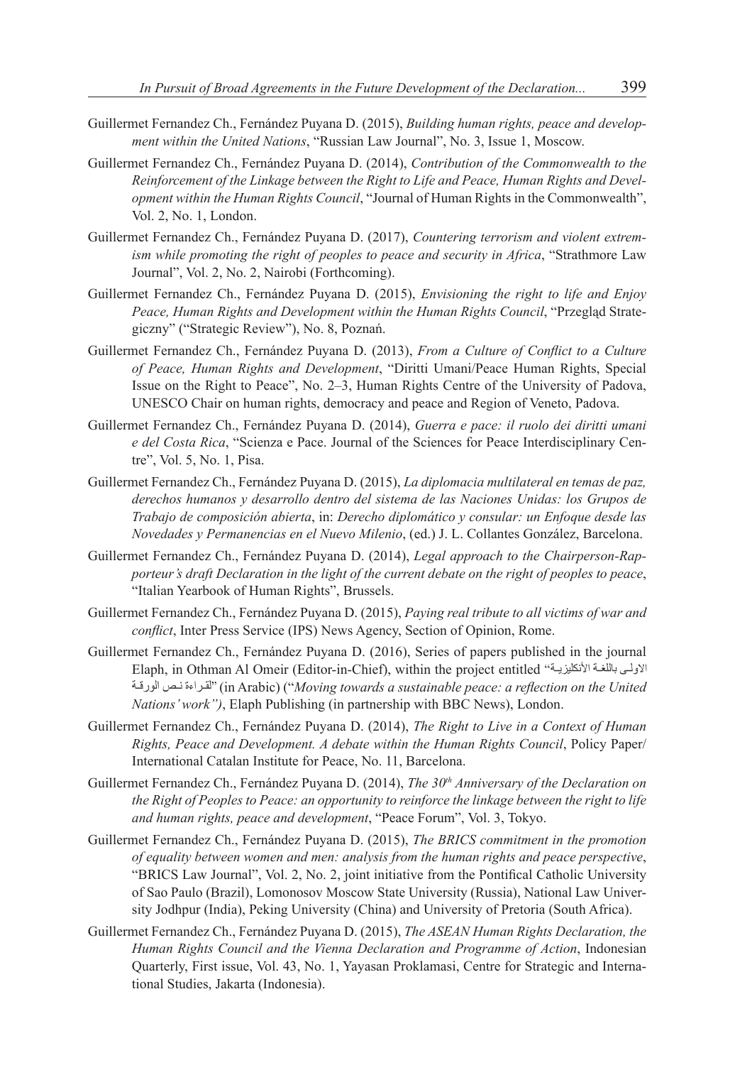Guillermet Fernandez Ch., Fernández Puyana D. (2015), *Building human rights, peace and development within the United Nations*, "Russian Law Journal", No. 3, Issue 1, Moscow.

Guillermet Fernandez Ch., Fernández Puyana D. (2014), *Contribution of the Commonwealth to the Reinforcement of the Linkage between the Right to Life and Peace, Human Rights and Development within the Human Rights Council*, "Journal of Human Rights in the Commonwealth", Vol. 2, No. 1, London.

Guillermet Fernandez Ch., Fernández Puyana D. (2017), *Countering terrorism and violent extremism while promoting the right of peoples to peace and security in Africa*, "Strathmore Law Journal", Vol. 2, No. 2, Nairobi (Forthcoming).

Guillermet Fernandez Ch., Fernández Puyana D. (2015), *Envisioning the right to life and Enjoy Peace, Human Rights and Development within the Human Rights Council*, "Przegląd Strategiczny" ("Strategic Review"), No. 8, Poznań.

Guillermet Fernandez Ch., Fernández Puyana D. (2013), *From a Culture of Conflict to a Culture of Peace, Human Rights and Development*, "Diritti Umani/Peace Human Rights, Special Issue on the Right to Peace", No. 2–3, Human Rights Centre of the University of Padova, UNESCO Chair on human rights, democracy and peace and Region of Veneto, Padova.

Guillermet Fernandez Ch., Fernández Puyana D. (2014), *Guerra e pace: il ruolo dei diritti umani e del Costa Rica*, "Scienza e Pace. Journal of the Sciences for Peace Interdisciplinary Centre", Vol. 5, No. 1, Pisa.

Guillermet Fernandez Ch., Fernández Puyana D. (2015), *La diplomacia multilateral en temas de paz, derechos humanos y desarrollo dentro del sistema de las Naciones Unidas: los Grupos de Trabajo de composición abierta*, in: *Derecho diplomático y consular: un Enfoque desde las Novedades y Permanencias en el Nuevo Milenio*, (ed.) J. L. Collantes González, Barcelona.

Guillermet Fernandez Ch., Fernández Puyana D. (2014), *Legal approach to the Chairperson-Rapporteur's draft Declaration in the light of the current debate on the right of peoples to peace*, "Italian Yearbook of Human Rights", Brussels.

Guillermet Fernandez Ch., Fernández Puyana D. (2015), *Paying real tribute to all victims of war and conflict*, Inter Press Service (IPS) News Agency, Section of Opinion, Rome.

Guillermet Fernandez Ch., Fernández Puyana D. (2016), Series of papers published in the journal Elaph, in Othman Al Omeir (Editor-in-Chief), within the project entitled "الاولى باللغة الأنكليزية القراءة نص الورقة" (in Arabic) ("*Moving towards a sustainable peace: a reflection on the United Nations' work")*, Elaph Publishing (in partnership with BBC News), London.

Guillermet Fernandez Ch., Fernández Puyana D. (2014), *The Right to Live in a Context of Human Rights, Peace and Development. A debate within the Human Rights Council*, Policy Paper/ International Catalan Institute for Peace, No. 11, Barcelona.

Guillermet Fernandez Ch., Fernández Puyana D. (2014), *The 30th Anniversary of the Declaration on the Right of Peoples to Peace: an opportunity to reinforce the linkage between the right to life and human rights, peace and development*, "Peace Forum", Vol. 3, Tokyo.

Guillermet Fernandez Ch., Fernández Puyana D. (2015), *The BRICS commitment in the promotion of equality between women and men: analysis from the human rights and peace perspective*, "BRICS Law Journal", Vol. 2, No. 2, joint initiative from the Pontifical Catholic University of Sao Paulo (Brazil), Lomonosov Moscow State University (Russia), National Law University Jodhpur (India), Peking University (China) and University of Pretoria (South Africa).

Guillermet Fernandez Ch., Fernández Puyana D. (2015), *The ASEAN Human Rights Declaration, the Human Rights Council and the Vienna Declaration and Programme of Action*, Indonesian Quarterly, First issue, Vol. 43, No. 1, Yayasan Proklamasi, Centre for Strategic and International Studies, Jakarta (Indonesia).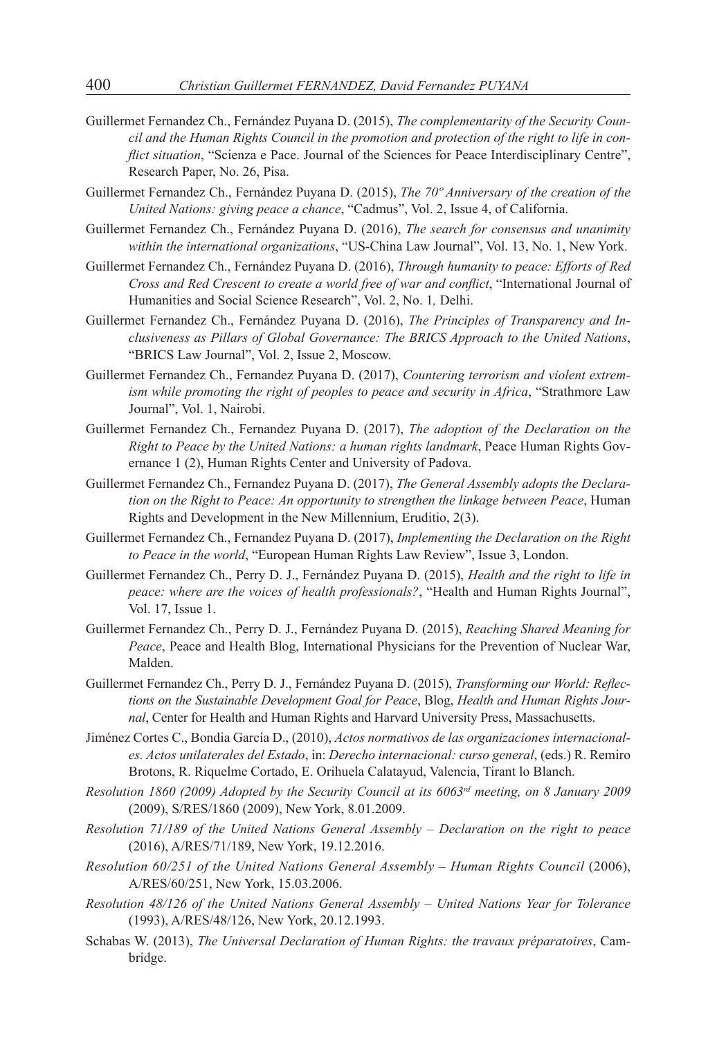Guillermet Fernandez Ch., Fernández Puyana D. (2015), *The complementarity of the Security Council and the Human Rights Council in the promotion and protection of the right to life in conflict situation*, "Scienza e Pace. Journal of the Sciences for Peace Interdisciplinary Centre", Research Paper, No. 26, Pisa.

Guillermet Fernandez Ch., Fernández Puyana D. (2015), *The 70º Anniversary of the creation of the United Nations: giving peace a chance*, "Cadmus", Vol. 2, Issue 4, of California.

Guillermet Fernandez Ch., Fernández Puyana D. (2016), *The search for consensus and unanimity within the international organizations*, "US-China Law Journal", Vol. 13, No. 1, New York.

Guillermet Fernandez Ch., Fernández Puyana D. (2016), *Through humanity to peace: Efforts of Red Cross and Red Crescent to create a world free of war and conflict*, "International Journal of Humanities and Social Science Research", Vol. 2, No. 1, Delhi.

Guillermet Fernandez Ch., Fernández Puyana D. (2016), *The Principles of Transparency and Inclusiveness as Pillars of Global Governance: The BRICS Approach to the United Nations*, "BRICS Law Journal", Vol. 2, Issue 2, Moscow.

Guillermet Fernandez Ch., Fernandez Puyana D. (2017), *Countering terrorism and violent extremism while promoting the right of peoples to peace and security in Africa*, "Strathmore Law Journal", Vol. 1, Nairobi.

Guillermet Fernandez Ch., Fernandez Puyana D. (2017), *The adoption of the Declaration on the Right to Peace by the United Nations: a human rights landmark*, Peace Human Rights Governance 1 (2), Human Rights Center and University of Padova.

Guillermet Fernandez Ch., Fernandez Puyana D. (2017), *The General Assembly adopts the Declaration on the Right to Peace: An opportunity to strengthen the linkage between Peace*, Human Rights and Development in the New Millennium, Eruditio, 2(3).

Guillermet Fernandez Ch., Fernandez Puyana D. (2017), *Implementing the Declaration on the Right to Peace in the world*, "European Human Rights Law Review", Issue 3, London.

Guillermet Fernandez Ch., Perry D. J., Fernández Puyana D. (2015), *Health and the right to life in peace: where are the voices of health professionals?*, "Health and Human Rights Journal", Vol. 17, Issue 1.

Guillermet Fernandez Ch., Perry D. J., Fernández Puyana D. (2015), *Reaching Shared Meaning for Peace*, Peace and Health Blog, International Physicians for the Prevention of Nuclear War, Malden.

Guillermet Fernandez Ch., Perry D. J., Fernández Puyana D. (2015), *Transforming our World: Reflections on the Sustainable Development Goal for Peace*, Blog, *Health and Human Rights Journal*, Center for Health and Human Rights and Harvard University Press, Massachusetts.

Jiménez Cortes C., Bondia García D., (2010), *Actos normativos de las organizaciones internacionales. Actos unilaterales del Estado*, in: *Derecho internacional: curso general*, (eds.) R. Remiro Brotons, R. Riquelme Cortado, E. Orihuela Calatayud, Valencia, Tirant lo Blanch.

*Resolution 1860 (2009) Adopted by the Security Council at its 6063rd meeting, on 8 January 2009* (2009), S/RES/1860 (2009), New York, 8.01.2009.

*Resolution 71/189 of the United Nations General Assembly – Declaration on the right to peace* (2016), A/RES/71/189, New York, 19.12.2016.

*Resolution 60/251 of the United Nations General Assembly – Human Rights Council* (2006), A/RES/60/251, New York, 15.03.2006.

*Resolution 48/126 of the United Nations General Assembly – United Nations Year for Tolerance* (1993), A/RES/48/126, New York, 20.12.1993.

Schabas W. (2013), *The Universal Declaration of Human Rights: the travaux préparatoires*, Cambridge.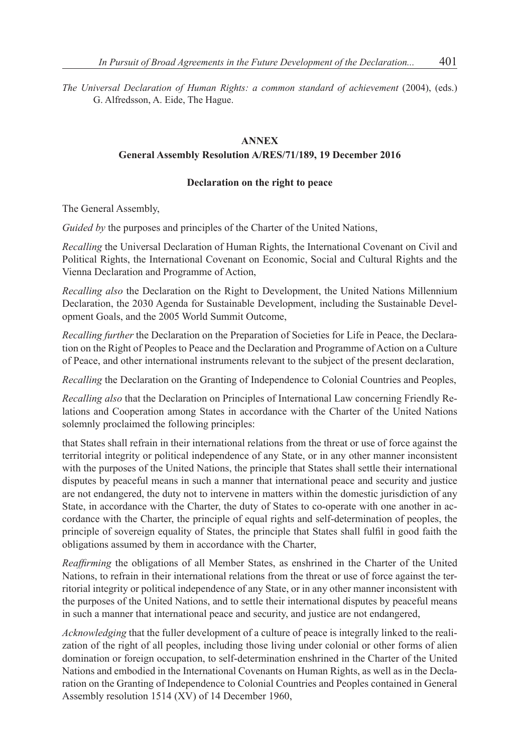*The Universal Declaration of Human Rights: a common standard of achievement* (2004), (eds.) G. Alfredsson, A. Eide, The Hague.

**ANNEX**

**General Assembly Resolution A/RES/71/189, 19 December 2016**

**Declaration on the right to peace**

The General Assembly,

*Guided by* the purposes and principles of the Charter of the United Nations,

*Recalling* the Universal Declaration of Human Rights, the International Covenant on Civil and Political Rights, the International Covenant on Economic, Social and Cultural Rights and the Vienna Declaration and Programme of Action,

*Recalling also* the Declaration on the Right to Development, the United Nations Millennium Declaration, the 2030 Agenda for Sustainable Development, including the Sustainable Development Goals, and the 2005 World Summit Outcome,

*Recalling further* the Declaration on the Preparation of Societies for Life in Peace, the Declaration on the Right of Peoples to Peace and the Declaration and Programme of Action on a Culture of Peace, and other international instruments relevant to the subject of the present declaration,

*Recalling* the Declaration on the Granting of Independence to Colonial Countries and Peoples,

*Recalling also* that the Declaration on Principles of International Law concerning Friendly Relations and Cooperation among States in accordance with the Charter of the United Nations solemnly proclaimed the following principles:

that States shall refrain in their international relations from the threat or use of force against the territorial integrity or political independence of any State, or in any other manner inconsistent with the purposes of the United Nations, the principle that States shall settle their international disputes by peaceful means in such a manner that international peace and security and justice are not endangered, the duty not to intervene in matters within the domestic jurisdiction of any State, in accordance with the Charter, the duty of States to co-operate with one another in accordance with the Charter, the principle of equal rights and self-determination of peoples, the principle of sovereign equality of States, the principle that States shall fulfil in good faith the obligations assumed by them in accordance with the Charter,

*Reaffirming* the obligations of all Member States, as enshrined in the Charter of the United Nations, to refrain in their international relations from the threat or use of force against the territorial integrity or political independence of any State, or in any other manner inconsistent with the purposes of the United Nations, and to settle their international disputes by peaceful means in such a manner that international peace and security, and justice are not endangered,

*Acknowledging* that the fuller development of a culture of peace is integrally linked to the realization of the right of all peoples, including those living under colonial or other forms of alien domination or foreign occupation, to self-determination enshrined in the Charter of the United Nations and embodied in the International Covenants on Human Rights, as well as in the Declaration on the Granting of Independence to Colonial Countries and Peoples contained in General Assembly resolution 1514 (XV) of 14 December 1960,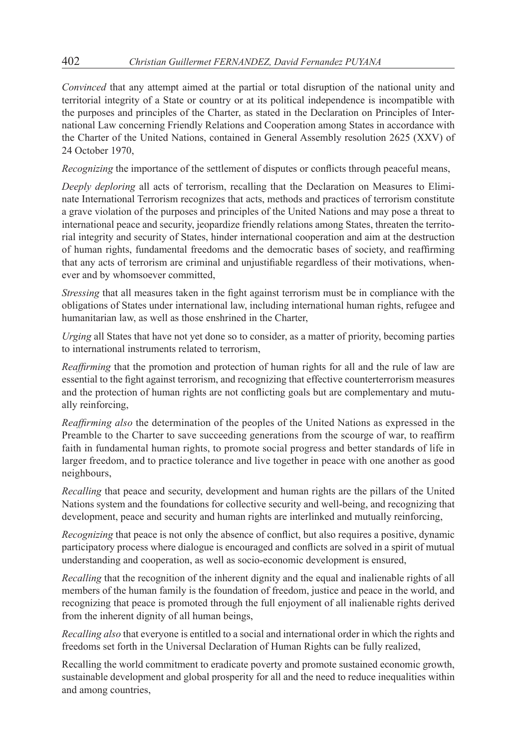*Convinced* that any attempt aimed at the partial or total disruption of the national unity and territorial integrity of a State or country or at its political independence is incompatible with the purposes and principles of the Charter, as stated in the Declaration on Principles of International Law concerning Friendly Relations and Cooperation among States in accordance with the Charter of the United Nations, contained in General Assembly resolution 2625 (XXV) of 24 October 1970,

*Recognizing* the importance of the settlement of disputes or conflicts through peaceful means,

*Deeply deploring* all acts of terrorism, recalling that the Declaration on Measures to Eliminate International Terrorism recognizes that acts, methods and practices of terrorism constitute a grave violation of the purposes and principles of the United Nations and may pose a threat to international peace and security, jeopardize friendly relations among States, threaten the territorial integrity and security of States, hinder international cooperation and aim at the destruction of human rights, fundamental freedoms and the democratic bases of society, and reaffirming that any acts of terrorism are criminal and unjustifiable regardless of their motivations, whenever and by whomsoever committed,

*Stressing* that all measures taken in the fight against terrorism must be in compliance with the obligations of States under international law, including international human rights, refugee and humanitarian law, as well as those enshrined in the Charter,

*Urging* all States that have not yet done so to consider, as a matter of priority, becoming parties to international instruments related to terrorism,

*Reaffirming* that the promotion and protection of human rights for all and the rule of law are essential to the fight against terrorism, and recognizing that effective counterterrorism measures and the protection of human rights are not conflicting goals but are complementary and mutually reinforcing,

*Reaffirming also* the determination of the peoples of the United Nations as expressed in the Preamble to the Charter to save succeeding generations from the scourge of war, to reaffirm faith in fundamental human rights, to promote social progress and better standards of life in larger freedom, and to practice tolerance and live together in peace with one another as good neighbours,

*Recalling* that peace and security, development and human rights are the pillars of the United Nations system and the foundations for collective security and well-being, and recognizing that development, peace and security and human rights are interlinked and mutually reinforcing,

*Recognizing* that peace is not only the absence of conflict, but also requires a positive, dynamic participatory process where dialogue is encouraged and conflicts are solved in a spirit of mutual understanding and cooperation, as well as socio-economic development is ensured,

*Recalling* that the recognition of the inherent dignity and the equal and inalienable rights of all members of the human family is the foundation of freedom, justice and peace in the world, and recognizing that peace is promoted through the full enjoyment of all inalienable rights derived from the inherent dignity of all human beings,

*Recalling also* that everyone is entitled to a social and international order in which the rights and freedoms set forth in the Universal Declaration of Human Rights can be fully realized,

Recalling the world commitment to eradicate poverty and promote sustained economic growth, sustainable development and global prosperity for all and the need to reduce inequalities within and among countries,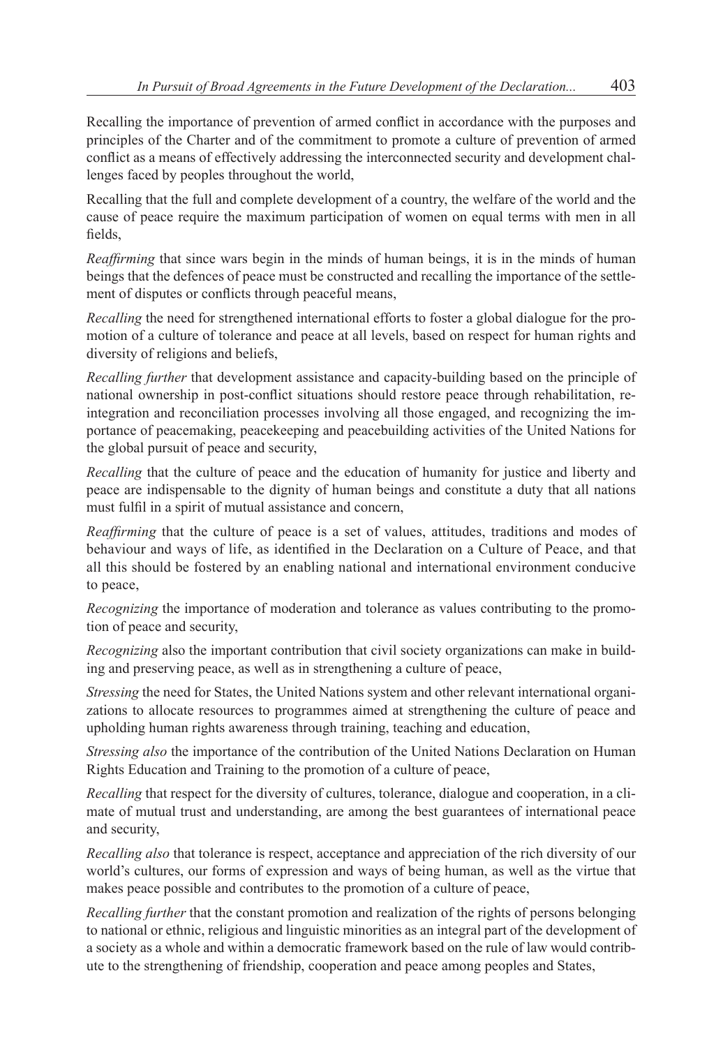Recalling the importance of prevention of armed conflict in accordance with the purposes and principles of the Charter and of the commitment to promote a culture of prevention of armed conflict as a means of effectively addressing the interconnected security and development challenges faced by peoples throughout the world,

Recalling that the full and complete development of a country, the welfare of the world and the cause of peace require the maximum participation of women on equal terms with men in all fields,

*Reaffirming* that since wars begin in the minds of human beings, it is in the minds of human beings that the defences of peace must be constructed and recalling the importance of the settlement of disputes or conflicts through peaceful means,

*Recalling* the need for strengthened international efforts to foster a global dialogue for the promotion of a culture of tolerance and peace at all levels, based on respect for human rights and diversity of religions and beliefs,

*Recalling further* that development assistance and capacity-building based on the principle of national ownership in post-conflict situations should restore peace through rehabilitation, reintegration and reconciliation processes involving all those engaged, and recognizing the importance of peacemaking, peacekeeping and peacebuilding activities of the United Nations for the global pursuit of peace and security,

*Recalling* that the culture of peace and the education of humanity for justice and liberty and peace are indispensable to the dignity of human beings and constitute a duty that all nations must fulfil in a spirit of mutual assistance and concern,

*Reaffirming* that the culture of peace is a set of values, attitudes, traditions and modes of behaviour and ways of life, as identified in the Declaration on a Culture of Peace, and that all this should be fostered by an enabling national and international environment conducive to peace,

*Recognizing* the importance of moderation and tolerance as values contributing to the promotion of peace and security,

*Recognizing* also the important contribution that civil society organizations can make in building and preserving peace, as well as in strengthening a culture of peace,

*Stressing* the need for States, the United Nations system and other relevant international organizations to allocate resources to programmes aimed at strengthening the culture of peace and upholding human rights awareness through training, teaching and education,

*Stressing also* the importance of the contribution of the United Nations Declaration on Human Rights Education and Training to the promotion of a culture of peace,

*Recalling* that respect for the diversity of cultures, tolerance, dialogue and cooperation, in a climate of mutual trust and understanding, are among the best guarantees of international peace and security,

*Recalling also* that tolerance is respect, acceptance and appreciation of the rich diversity of our world's cultures, our forms of expression and ways of being human, as well as the virtue that makes peace possible and contributes to the promotion of a culture of peace,

*Recalling further* that the constant promotion and realization of the rights of persons belonging to national or ethnic, religious and linguistic minorities as an integral part of the development of a society as a whole and within a democratic framework based on the rule of law would contribute to the strengthening of friendship, cooperation and peace among peoples and States,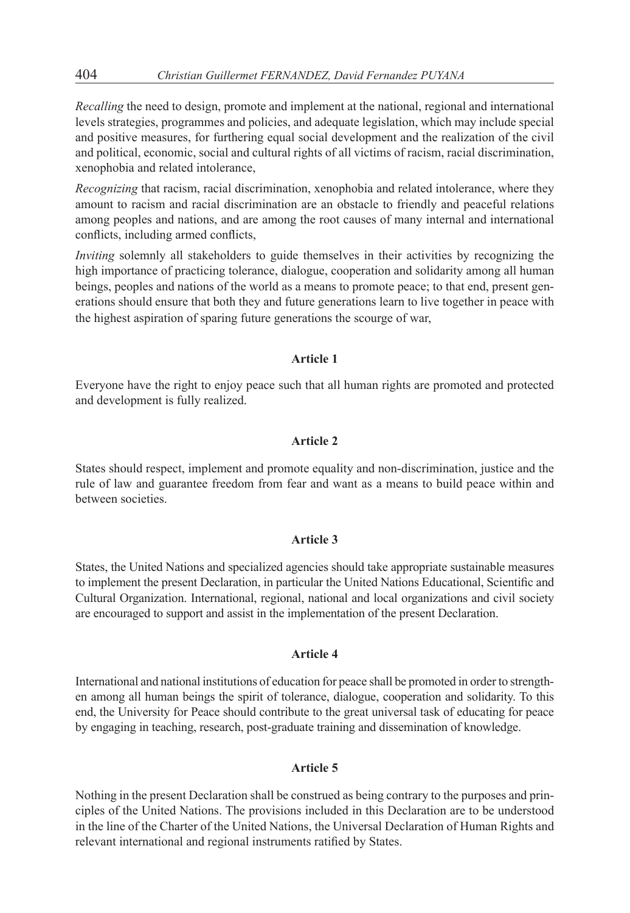*Recalling* the need to design, promote and implement at the national, regional and international levels strategies, programmes and policies, and adequate legislation, which may include special and positive measures, for furthering equal social development and the realization of the civil and political, economic, social and cultural rights of all victims of racism, racial discrimination, xenophobia and related intolerance,

*Recognizing* that racism, racial discrimination, xenophobia and related intolerance, where they amount to racism and racial discrimination are an obstacle to friendly and peaceful relations among peoples and nations, and are among the root causes of many internal and international conflicts, including armed conflicts,

*Inviting* solemnly all stakeholders to guide themselves in their activities by recognizing the high importance of practicing tolerance, dialogue, cooperation and solidarity among all human beings, peoples and nations of the world as a means to promote peace; to that end, present generations should ensure that both they and future generations learn to live together in peace with the highest aspiration of sparing future generations the scourge of war,

**Article 1**

Everyone have the right to enjoy peace such that all human rights are promoted and protected and development is fully realized.

**Article 2**

States should respect, implement and promote equality and non-discrimination, justice and the rule of law and guarantee freedom from fear and want as a means to build peace within and between societies.

**Article 3**

States, the United Nations and specialized agencies should take appropriate sustainable measures to implement the present Declaration, in particular the United Nations Educational, Scientific and Cultural Organization. International, regional, national and local organizations and civil society are encouraged to support and assist in the implementation of the present Declaration.

**Article 4**

International and national institutions of education for peace shall be promoted in order to strengthen among all human beings the spirit of tolerance, dialogue, cooperation and solidarity. To this end, the University for Peace should contribute to the great universal task of educating for peace by engaging in teaching, research, post-graduate training and dissemination of knowledge.

**Article 5**

Nothing in the present Declaration shall be construed as being contrary to the purposes and principles of the United Nations. The provisions included in this Declaration are to be understood in the line of the Charter of the United Nations, the Universal Declaration of Human Rights and relevant international and regional instruments ratified by States.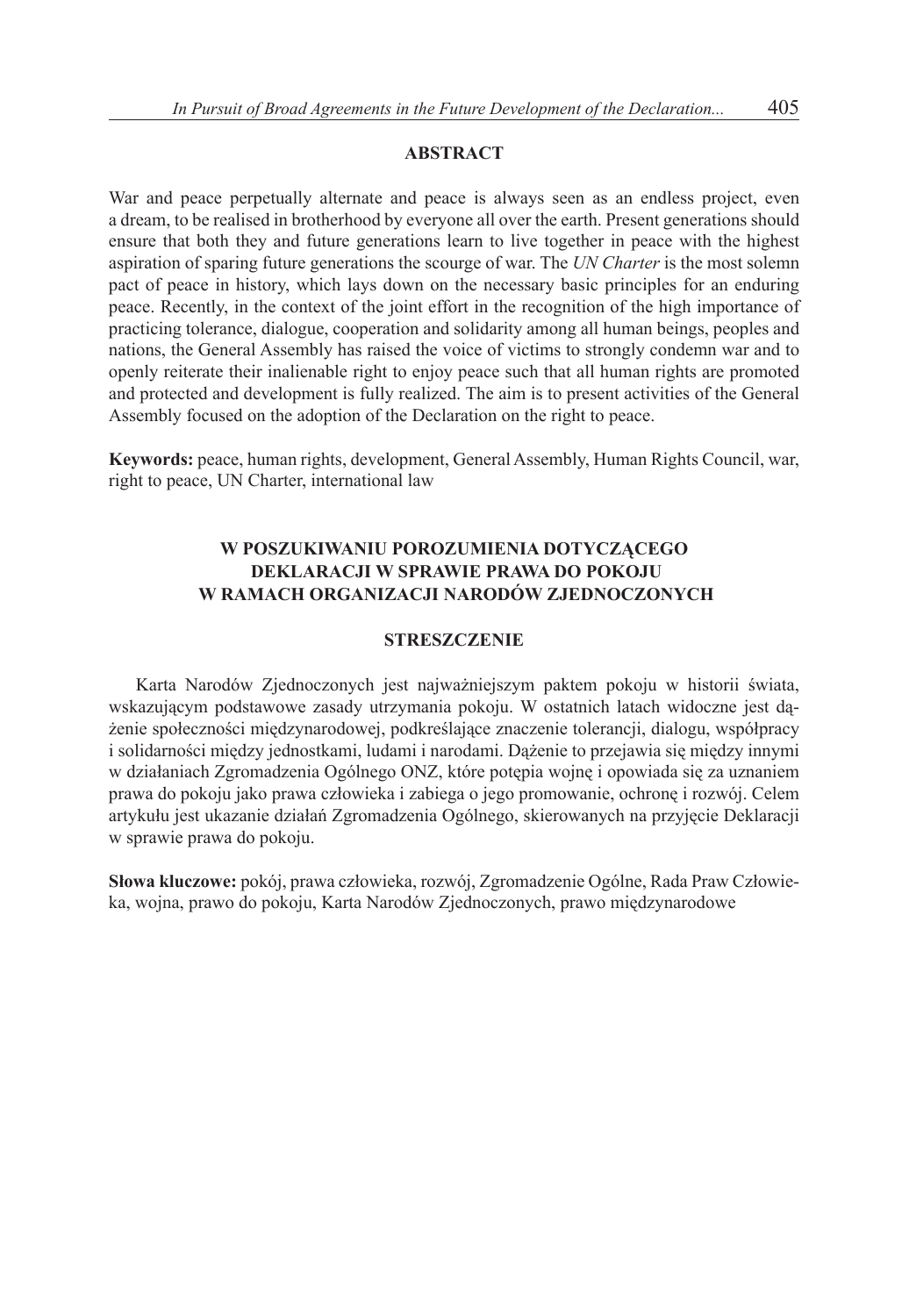**ABSTRACT**

War and peace perpetually alternate and peace is always seen as an endless project, even a dream, to be realised in brotherhood by everyone all over the earth. Present generations should ensure that both they and future generations learn to live together in peace with the highest aspiration of sparing future generations the scourge of war. The *UN Charter* is the most solemn pact of peace in history, which lays down on the necessary basic principles for an enduring peace. Recently, in the context of the joint effort in the recognition of the high importance of practicing tolerance, dialogue, cooperation and solidarity among all human beings, peoples and nations, the General Assembly has raised the voice of victims to strongly condemn war and to openly reiterate their inalienable right to enjoy peace such that all human rights are promoted and protected and development is fully realized. The aim is to present activities of the General Assembly focused on the adoption of the Declaration on the right to peace.

**Keywords:** peace, human rights, development, General Assembly, Human Rights Council, war, right to peace, UN Charter, international law

**W POSZUKIWANIU POROZUMIENIA DOTYCZĄCEGO DEKLARACJI W SPRAWIE PRAWA DO POKOJU W RAMACH ORGANIZACJI NARODÓW ZJEDNOCZONYCH**

**STRESZCZENIE**

Karta Narodów Zjednoczonych jest najważniejszym paktem pokoju w historii świata, wskazującym podstawowe zasady utrzymania pokoju. W ostatnich latach widoczne jest dążenie społeczności międzynarodowej, podkreślające znaczenie tolerancji, dialogu, współpracy i solidarności między jednostkami, ludami i narodami. Dążenie to przejawia się między innymi w działaniach Zgromadzenia Ogólnego ONZ, które potępia wojnę i opowiada się za uznaniem prawa do pokoju jako prawa człowieka i zabiega o jego promowanie, ochronę i rozwój. Celem artykułu jest ukazanie działań Zgromadzenia Ogólnego, skierowanych na przyjęcie Deklaracji w sprawie prawa do pokoju.

**Słowa kluczowe:** pokój, prawa człowieka, rozwój, Zgromadzenie Ogólne, Rada Praw Człowieka, wojna, prawo do pokoju, Karta Narodów Zjednoczonych, prawo międzynarodowe